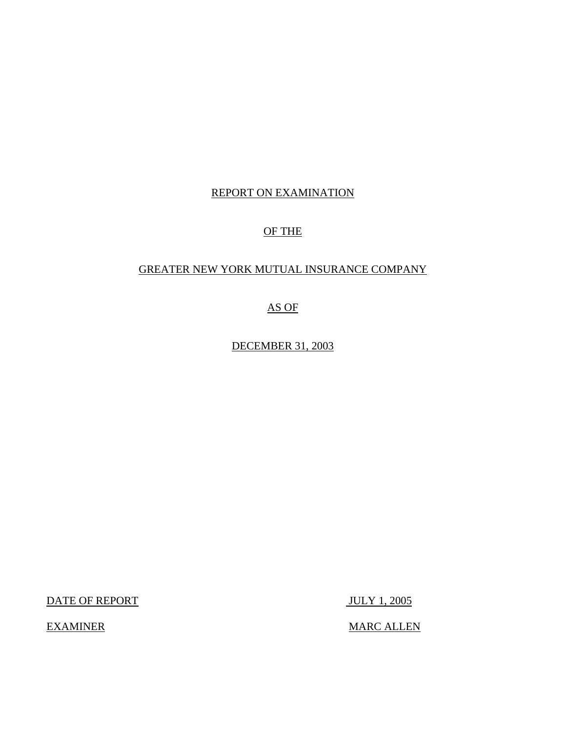# REPORT ON EXAMINATION

# OF THE

# GREATER NEW YORK MUTUAL INSURANCE COMPANY

# AS OF

# DECEMBER 31, 2003

DATE OF REPORT JULY 1, 2005

EXAMINER MARC ALLEN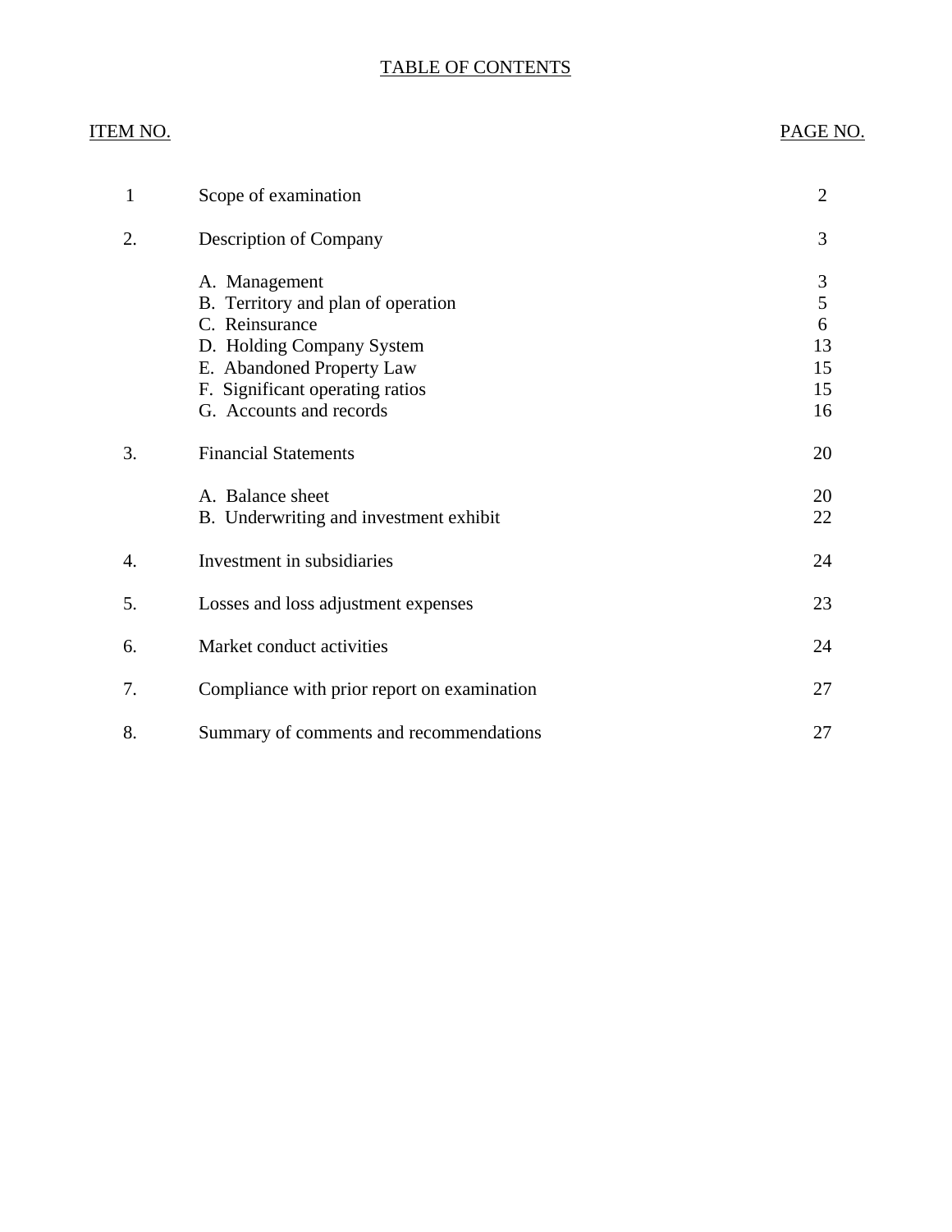# TABLE OF CONTENTS

| ITEM NO. | | PAGE NO. |
|---|---|---|
| 1 | Scope of examination | 2 |
| 2. | Description of Company | 3 |
| | A. Management | 3 |
| | B. Territory and plan of operation | 5 |
| | C. Reinsurance | 6 |
| | D. Holding Company System | 13 |
| | E. Abandoned Property Law | 15 |
| | F. Significant operating ratios | 15 |
| | G. Accounts and records | 16 |
| 3. | Financial Statements | 20 |
| | A. Balance sheet | 20 |
| | B. Underwriting and investment exhibit | 22 |
| 4. | Investment in subsidiaries | 24 |
| 5. | Losses and loss adjustment expenses | 23 |
| 6. | Market conduct activities | 24 |
| 7. | Compliance with prior report on examination | 27 |
| 8. | Summary of comments and recommendations | 27 |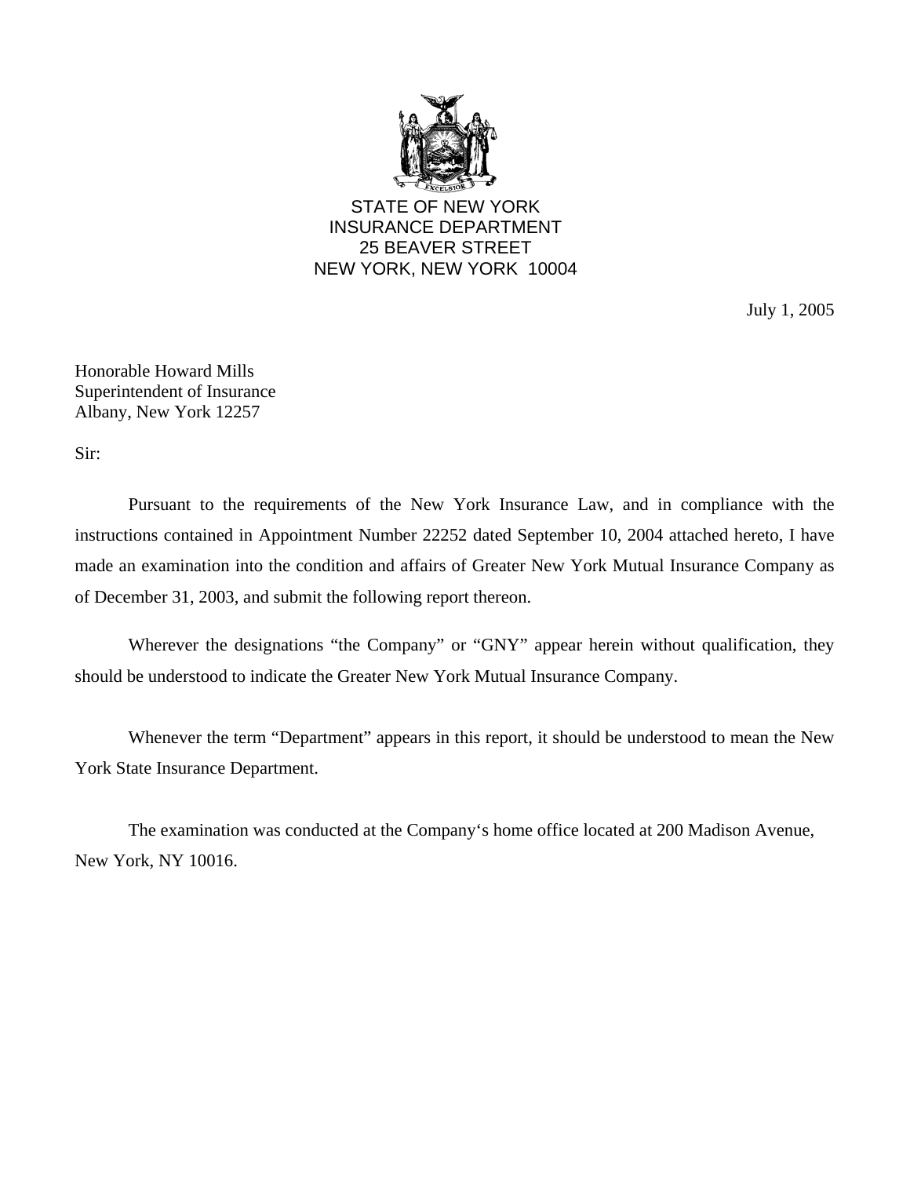STATE OF NEW YORK
INSURANCE DEPARTMENT
25 BEAVER STREET
NEW YORK, NEW YORK 10004

July 1, 2005

Honorable Howard Mills
Superintendent of Insurance
Albany, New York 12257

Sir:

Pursuant to the requirements of the New York Insurance Law, and in compliance with the instructions contained in Appointment Number 22252 dated September 10, 2004 attached hereto, I have made an examination into the condition and affairs of Greater New York Mutual Insurance Company as of December 31, 2003, and submit the following report thereon.

Wherever the designations "the Company" or "GNY" appear herein without qualification, they should be understood to indicate the Greater New York Mutual Insurance Company.

Whenever the term "Department" appears in this report, it should be understood to mean the New York State Insurance Department.

The examination was conducted at the Company's home office located at 200 Madison Avenue, New York, NY 10016.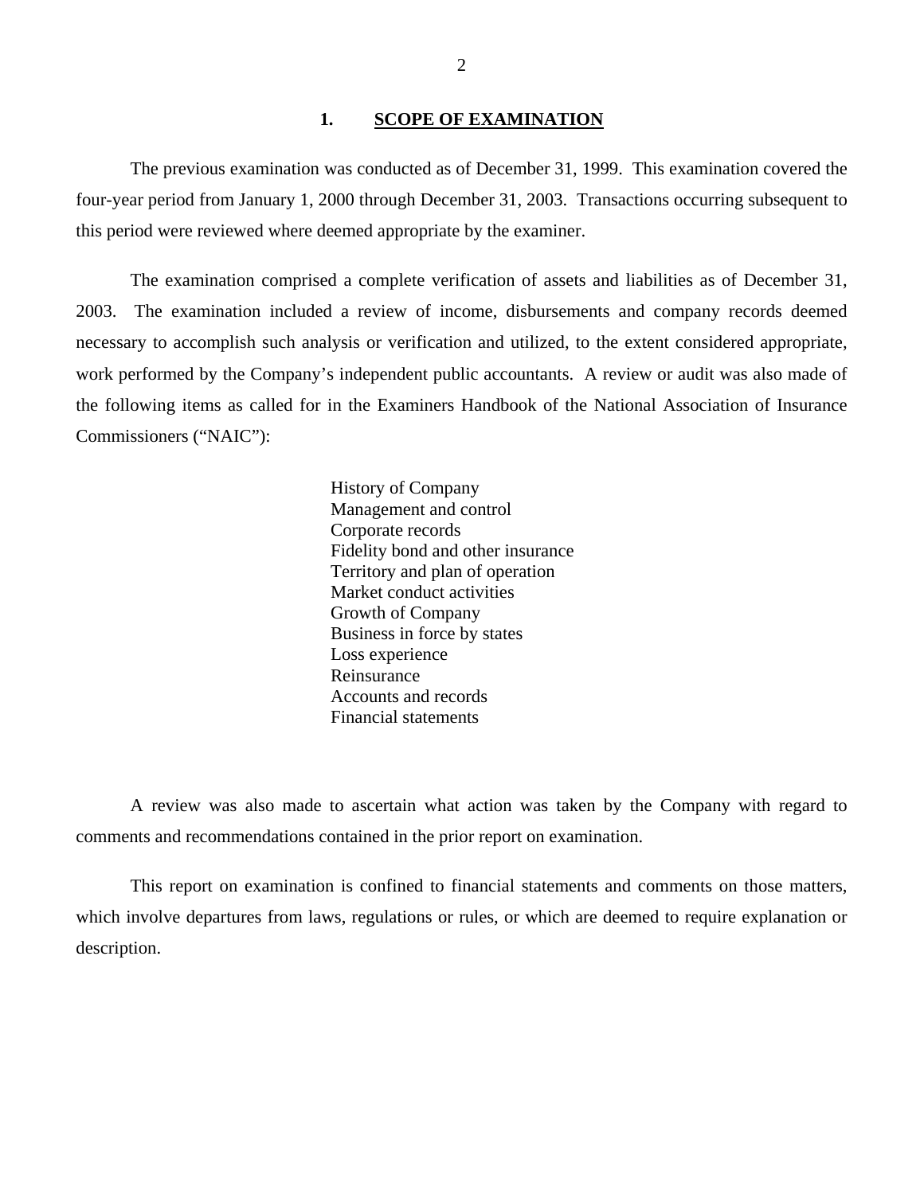## 1. SCOPE OF EXAMINATION

The previous examination was conducted as of December 31, 1999. This examination covered the four-year period from January 1, 2000 through December 31, 2003. Transactions occurring subsequent to this period were reviewed where deemed appropriate by the examiner.

The examination comprised a complete verification of assets and liabilities as of December 31, 2003. The examination included a review of income, disbursements and company records deemed necessary to accomplish such analysis or verification and utilized, to the extent considered appropriate, work performed by the Company's independent public accountants. A review or audit was also made of the following items as called for in the Examiners Handbook of the National Association of Insurance Commissioners ("NAIC"):

- History of Company
- Management and control
- Corporate records
- Fidelity bond and other insurance
- Territory and plan of operation
- Market conduct activities
- Growth of Company
- Business in force by states
- Loss experience
- Reinsurance
- Accounts and records
- Financial statements

A review was also made to ascertain what action was taken by the Company with regard to comments and recommendations contained in the prior report on examination.

This report on examination is confined to financial statements and comments on those matters, which involve departures from laws, regulations or rules, or which are deemed to require explanation or description.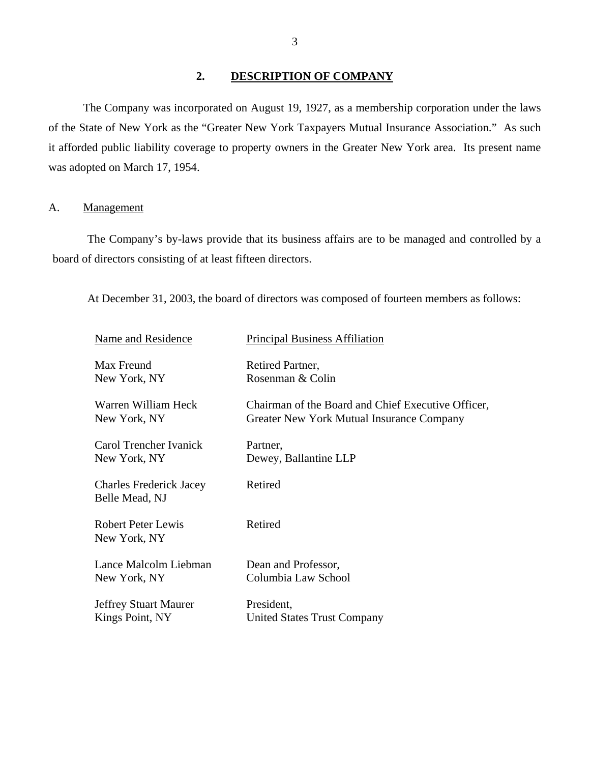## 2. DESCRIPTION OF COMPANY

The Company was incorporated on August 19, 1927, as a membership corporation under the laws of the State of New York as the "Greater New York Taxpayers Mutual Insurance Association." As such it afforded public liability coverage to property owners in the Greater New York area. Its present name was adopted on March 17, 1954.

### A. Management

The Company's by-laws provide that its business affairs are to be managed and controlled by a board of directors consisting of at least fifteen directors.

At December 31, 2003, the board of directors was composed of fourteen members as follows:

| Name and Residence | Principal Business Affiliation |
|---|---|
| Max Freund<br>New York, NY | Retired Partner,<br>Rosenman & Colin |
| Warren William Heck<br>New York, NY | Chairman of the Board and Chief Executive Officer,<br>Greater New York Mutual Insurance Company |
| Carol Trencher Ivanick<br>New York, NY | Partner,<br>Dewey, Ballantine LLP |
| Charles Frederick Jacey<br>Belle Mead, NJ | Retired |
| Robert Peter Lewis<br>New York, NY | Retired |
| Lance Malcolm Liebman<br>New York, NY | Dean and Professor,<br>Columbia Law School |
| Jeffrey Stuart Maurer<br>Kings Point, NY | President,<br>United States Trust Company |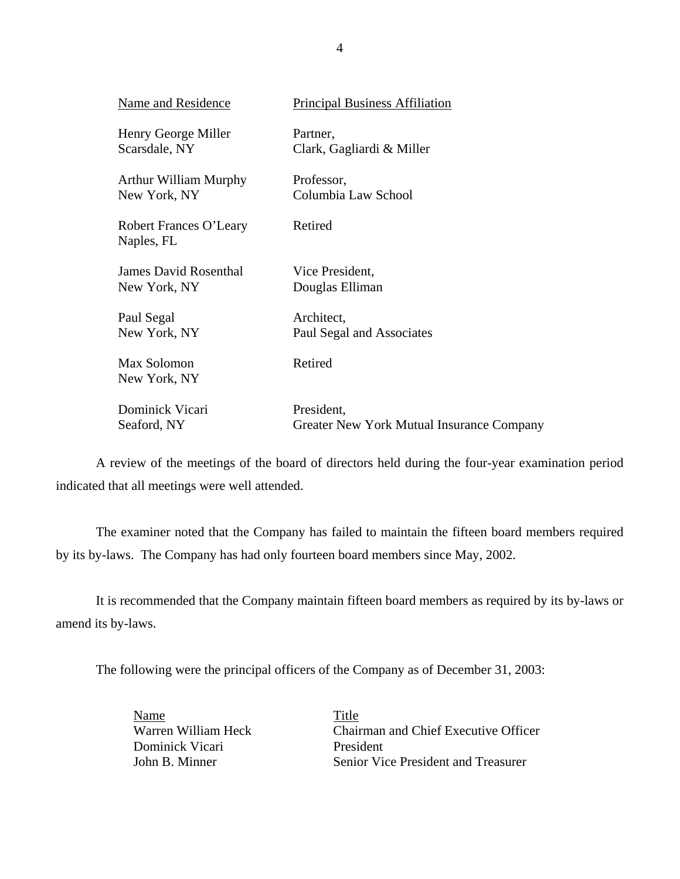| Name and Residence | Principal Business Affiliation |
|---|---|
| Henry George Miller<br>Scarsdale, NY | Partner,<br>Clark, Gagliardi & Miller |
| Arthur William Murphy<br>New York, NY | Professor,<br>Columbia Law School |
| Robert Frances O'Leary<br>Naples, FL | Retired |
| James David Rosenthal<br>New York, NY | Vice President,<br>Douglas Elliman |
| Paul Segal<br>New York, NY | Architect,<br>Paul Segal and Associates |
| Max Solomon<br>New York, NY | Retired |
| Dominick Vicari<br>Seaford, NY | President,<br>Greater New York Mutual Insurance Company |

A review of the meetings of the board of directors held during the four-year examination period indicated that all meetings were well attended.

The examiner noted that the Company has failed to maintain the fifteen board members required by its by-laws. The Company has had only fourteen board members since May, 2002.

It is recommended that the Company maintain fifteen board members as required by its by-laws or amend its by-laws.

The following were the principal officers of the Company as of December 31, 2003:

| Name | Title |
|---|---|
| Warren William Heck | Chairman and Chief Executive Officer |
| Dominick Vicari | President |
| John B. Minner | Senior Vice President and Treasurer |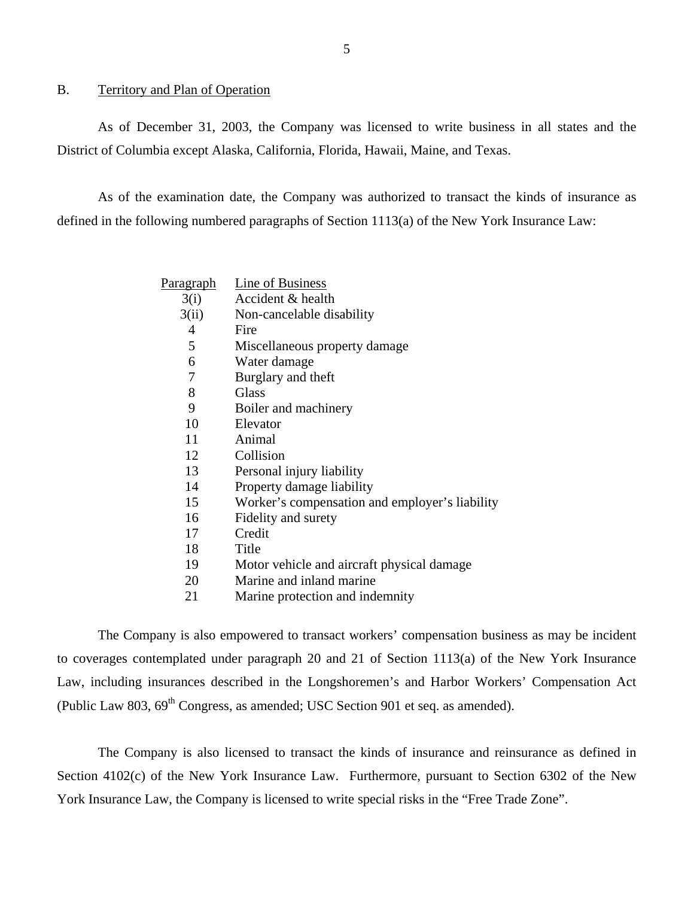## B. Territory and Plan of Operation

As of December 31, 2003, the Company was licensed to write business in all states and the District of Columbia except Alaska, California, Florida, Hawaii, Maine, and Texas.

As of the examination date, the Company was authorized to transact the kinds of insurance as defined in the following numbered paragraphs of Section 1113(a) of the New York Insurance Law:

| Paragraph | Line of Business |
|---|---|
| 3(i) | Accident & health |
| 3(ii) | Non-cancelable disability |
| 4 | Fire |
| 5 | Miscellaneous property damage |
| 6 | Water damage |
| 7 | Burglary and theft |
| 8 | Glass |
| 9 | Boiler and machinery |
| 10 | Elevator |
| 11 | Animal |
| 12 | Collision |
| 13 | Personal injury liability |
| 14 | Property damage liability |
| 15 | Worker's compensation and employer's liability |
| 16 | Fidelity and surety |
| 17 | Credit |
| 18 | Title |
| 19 | Motor vehicle and aircraft physical damage |
| 20 | Marine and inland marine |
| 21 | Marine protection and indemnity |

The Company is also empowered to transact workers' compensation business as may be incident to coverages contemplated under paragraph 20 and 21 of Section 1113(a) of the New York Insurance Law, including insurances described in the Longshoremen's and Harbor Workers' Compensation Act (Public Law 803, 69th Congress, as amended; USC Section 901 et seq. as amended).

The Company is also licensed to transact the kinds of insurance and reinsurance as defined in Section 4102(c) of the New York Insurance Law. Furthermore, pursuant to Section 6302 of the New York Insurance Law, the Company is licensed to write special risks in the "Free Trade Zone".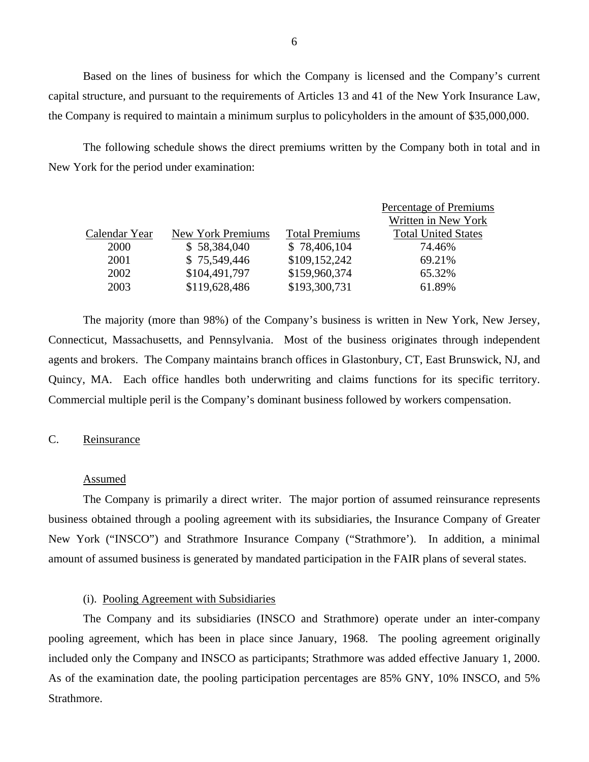Based on the lines of business for which the Company is licensed and the Company's current capital structure, and pursuant to the requirements of Articles 13 and 41 of the New York Insurance Law, the Company is required to maintain a minimum surplus to policyholders in the amount of $35,000,000.

The following schedule shows the direct premiums written by the Company both in total and in New York for the period under examination:

| Calendar Year | New York Premiums | Total Premiums | Percentage of Premiums Written in New York Total United States |
|---|---|---|---|
| 2000 | $ 58,384,040 | $ 78,406,104 | 74.46% |
| 2001 | $ 75,549,446 | $109,152,242 | 69.21% |
| 2002 | $104,491,797 | $159,960,374 | 65.32% |
| 2003 | $119,628,486 | $193,300,731 | 61.89% |

The majority (more than 98%) of the Company's business is written in New York, New Jersey, Connecticut, Massachusetts, and Pennsylvania. Most of the business originates through independent agents and brokers. The Company maintains branch offices in Glastonbury, CT, East Brunswick, NJ, and Quincy, MA. Each office handles both underwriting and claims functions for its specific territory. Commercial multiple peril is the Company's dominant business followed by workers compensation.

## C. Reinsurance

### Assumed

The Company is primarily a direct writer. The major portion of assumed reinsurance represents business obtained through a pooling agreement with its subsidiaries, the Insurance Company of Greater New York ("INSCO") and Strathmore Insurance Company ("Strathmore'). In addition, a minimal amount of assumed business is generated by mandated participation in the FAIR plans of several states.

#### (i). Pooling Agreement with Subsidiaries

The Company and its subsidiaries (INSCO and Strathmore) operate under an inter-company pooling agreement, which has been in place since January, 1968. The pooling agreement originally included only the Company and INSCO as participants; Strathmore was added effective January 1, 2000. As of the examination date, the pooling participation percentages are 85% GNY, 10% INSCO, and 5% Strathmore.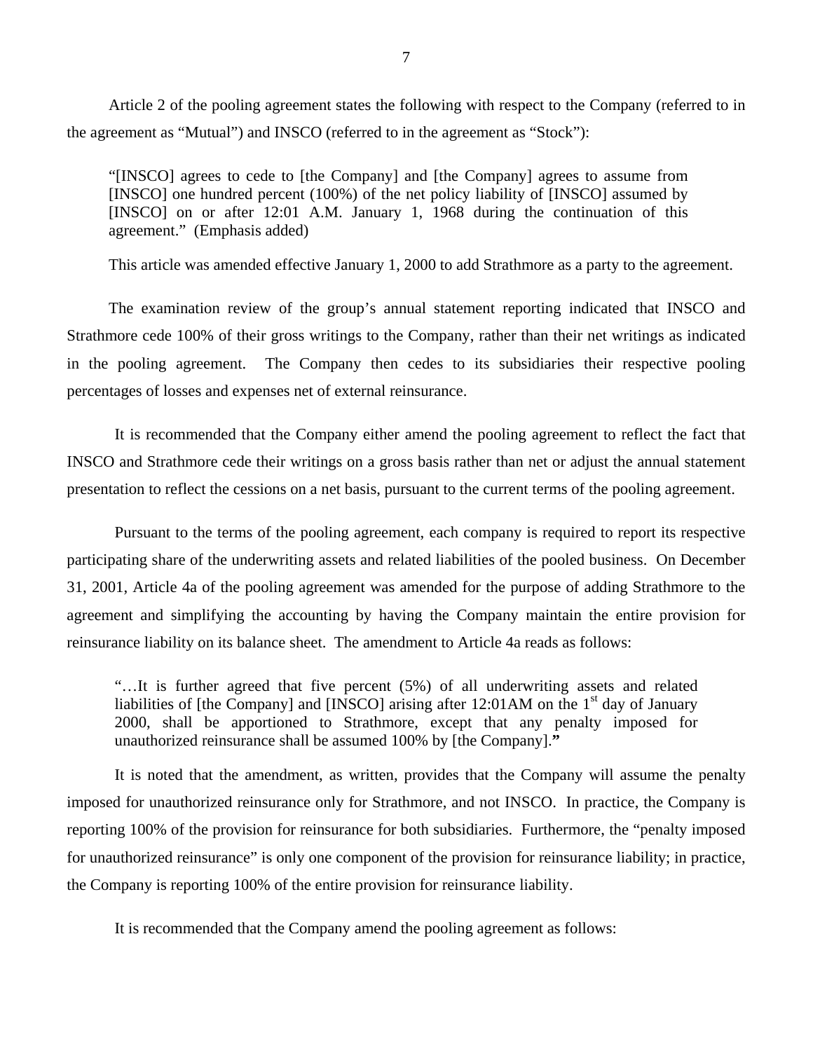Article 2 of the pooling agreement states the following with respect to the Company (referred to in the agreement as "Mutual") and INSCO (referred to in the agreement as "Stock"):

> "[INSCO] agrees to cede to [the Company] and [the Company] agrees to assume from [INSCO] one hundred percent (100%) of the net policy liability of [INSCO] assumed by [INSCO] on or after 12:01 A.M. January 1, 1968 during the continuation of this agreement." (Emphasis added)

This article was amended effective January 1, 2000 to add Strathmore as a party to the agreement.

The examination review of the group's annual statement reporting indicated that INSCO and Strathmore cede 100% of their gross writings to the Company, rather than their net writings as indicated in the pooling agreement. The Company then cedes to its subsidiaries their respective pooling percentages of losses and expenses net of external reinsurance.

It is recommended that the Company either amend the pooling agreement to reflect the fact that INSCO and Strathmore cede their writings on a gross basis rather than net or adjust the annual statement presentation to reflect the cessions on a net basis, pursuant to the current terms of the pooling agreement.

Pursuant to the terms of the pooling agreement, each company is required to report its respective participating share of the underwriting assets and related liabilities of the pooled business. On December 31, 2001, Article 4a of the pooling agreement was amended for the purpose of adding Strathmore to the agreement and simplifying the accounting by having the Company maintain the entire provision for reinsurance liability on its balance sheet. The amendment to Article 4a reads as follows:

> "…It is further agreed that five percent (5%) of all underwriting assets and related liabilities of [the Company] and [INSCO] arising after 12:01AM on the 1st day of January 2000, shall be apportioned to Strathmore, except that any penalty imposed for unauthorized reinsurance shall be assumed 100% by [the Company]."

It is noted that the amendment, as written, provides that the Company will assume the penalty imposed for unauthorized reinsurance only for Strathmore, and not INSCO. In practice, the Company is reporting 100% of the provision for reinsurance for both subsidiaries. Furthermore, the "penalty imposed for unauthorized reinsurance" is only one component of the provision for reinsurance liability; in practice, the Company is reporting 100% of the entire provision for reinsurance liability.

It is recommended that the Company amend the pooling agreement as follows: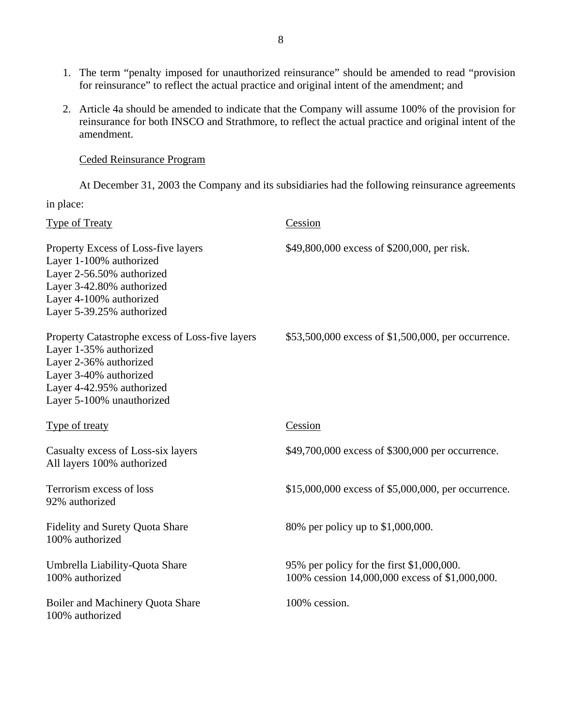1. The term "penalty imposed for unauthorized reinsurance" should be amended to read "provision for reinsurance" to reflect the actual practice and original intent of the amendment; and

2. Article 4a should be amended to indicate that the Company will assume 100% of the provision for reinsurance for both INSCO and Strathmore, to reflect the actual practice and original intent of the amendment.

Ceded Reinsurance Program

At December 31, 2003 the Company and its subsidiaries had the following reinsurance agreements in place:

| Type of Treaty | Cession |
|---|---|
| Property Excess of Loss-five layers<br>Layer 1-100% authorized<br>Layer 2-56.50% authorized<br>Layer 3-42.80% authorized<br>Layer 4-100% authorized<br>Layer 5-39.25% authorized | \$49,800,000 excess of \$200,000, per risk. |
| Property Catastrophe excess of Loss-five layers<br>Layer 1-35% authorized<br>Layer 2-36% authorized<br>Layer 3-40% authorized<br>Layer 4-42.95% authorized<br>Layer 5-100% unauthorized | \$53,500,000 excess of \$1,500,000, per occurrence. |

| Type of treaty | Cession |
|---|---|
| Casualty excess of Loss-six layers<br>All layers 100% authorized | \$49,700,000 excess of \$300,000 per occurrence. |
| Terrorism excess of loss<br>92% authorized | \$15,000,000 excess of \$5,000,000, per occurrence. |
| Fidelity and Surety Quota Share<br>100% authorized | 80% per policy up to \$1,000,000. |
| Umbrella Liability-Quota Share<br>100% authorized | 95% per policy for the first \$1,000,000.<br>100% cession 14,000,000 excess of \$1,000,000. |
| Boiler and Machinery Quota Share<br>100% authorized | 100% cession. |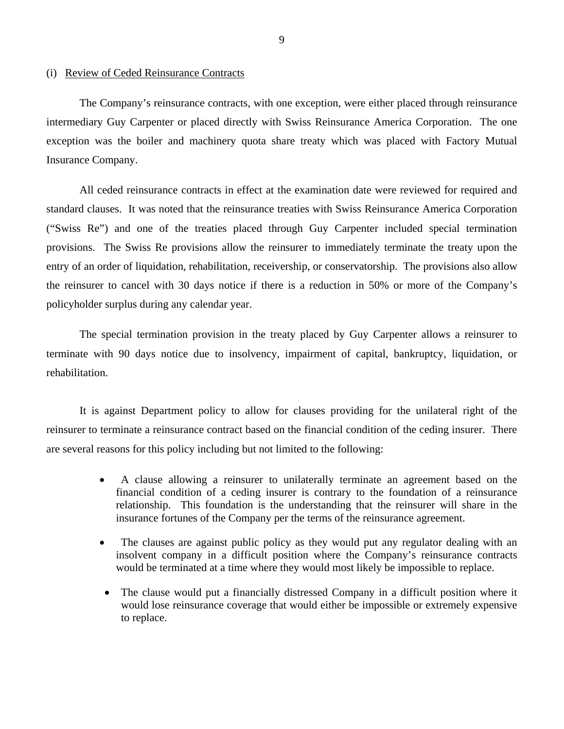(i) Review of Ceded Reinsurance Contracts

The Company's reinsurance contracts, with one exception, were either placed through reinsurance intermediary Guy Carpenter or placed directly with Swiss Reinsurance America Corporation. The one exception was the boiler and machinery quota share treaty which was placed with Factory Mutual Insurance Company.

All ceded reinsurance contracts in effect at the examination date were reviewed for required and standard clauses. It was noted that the reinsurance treaties with Swiss Reinsurance America Corporation ("Swiss Re") and one of the treaties placed through Guy Carpenter included special termination provisions. The Swiss Re provisions allow the reinsurer to immediately terminate the treaty upon the entry of an order of liquidation, rehabilitation, receivership, or conservatorship. The provisions also allow the reinsurer to cancel with 30 days notice if there is a reduction in 50% or more of the Company's policyholder surplus during any calendar year.

The special termination provision in the treaty placed by Guy Carpenter allows a reinsurer to terminate with 90 days notice due to insolvency, impairment of capital, bankruptcy, liquidation, or rehabilitation.

It is against Department policy to allow for clauses providing for the unilateral right of the reinsurer to terminate a reinsurance contract based on the financial condition of the ceding insurer. There are several reasons for this policy including but not limited to the following:

- A clause allowing a reinsurer to unilaterally terminate an agreement based on the financial condition of a ceding insurer is contrary to the foundation of a reinsurance relationship. This foundation is the understanding that the reinsurer will share in the insurance fortunes of the Company per the terms of the reinsurance agreement.
- The clauses are against public policy as they would put any regulator dealing with an insolvent company in a difficult position where the Company's reinsurance contracts would be terminated at a time where they would most likely be impossible to replace.
- The clause would put a financially distressed Company in a difficult position where it would lose reinsurance coverage that would either be impossible or extremely expensive to replace.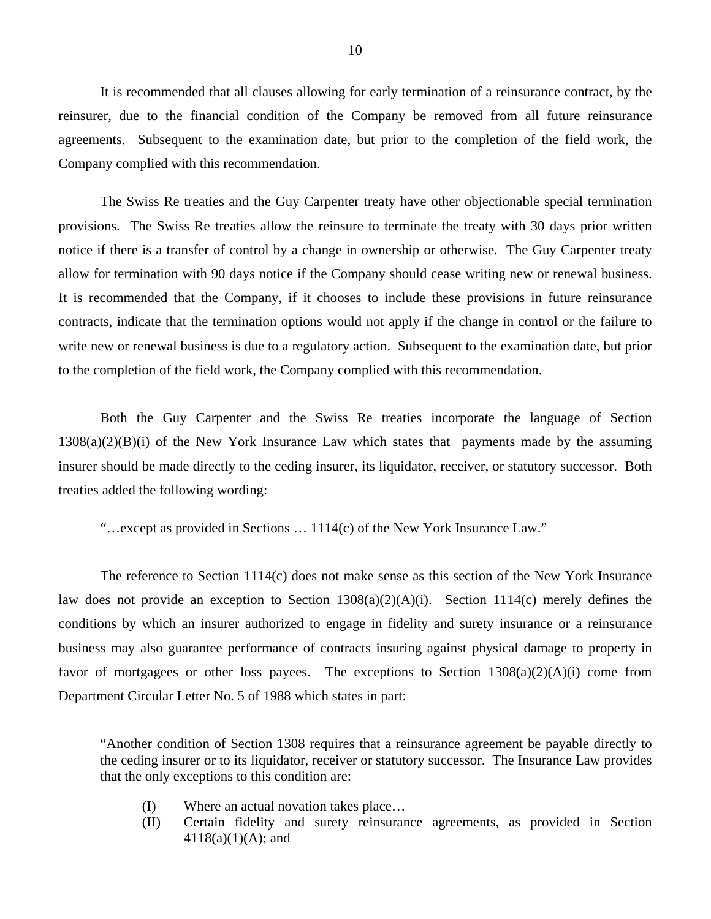It is recommended that all clauses allowing for early termination of a reinsurance contract, by the reinsurer, due to the financial condition of the Company be removed from all future reinsurance agreements. Subsequent to the examination date, but prior to the completion of the field work, the Company complied with this recommendation.

The Swiss Re treaties and the Guy Carpenter treaty have other objectionable special termination provisions. The Swiss Re treaties allow the reinsure to terminate the treaty with 30 days prior written notice if there is a transfer of control by a change in ownership or otherwise. The Guy Carpenter treaty allow for termination with 90 days notice if the Company should cease writing new or renewal business. It is recommended that the Company, if it chooses to include these provisions in future reinsurance contracts, indicate that the termination options would not apply if the change in control or the failure to write new or renewal business is due to a regulatory action. Subsequent to the examination date, but prior to the completion of the field work, the Company complied with this recommendation.

Both the Guy Carpenter and the Swiss Re treaties incorporate the language of Section 1308(a)(2)(B)(i) of the New York Insurance Law which states that payments made by the assuming insurer should be made directly to the ceding insurer, its liquidator, receiver, or statutory successor. Both treaties added the following wording:

"…except as provided in Sections … 1114(c) of the New York Insurance Law."

The reference to Section 1114(c) does not make sense as this section of the New York Insurance law does not provide an exception to Section 1308(a)(2)(A)(i). Section 1114(c) merely defines the conditions by which an insurer authorized to engage in fidelity and surety insurance or a reinsurance business may also guarantee performance of contracts insuring against physical damage to property in favor of mortgagees or other loss payees. The exceptions to Section 1308(a)(2)(A)(i) come from Department Circular Letter No. 5 of 1988 which states in part:

> "Another condition of Section 1308 requires that a reinsurance agreement be payable directly to the ceding insurer or to its liquidator, receiver or statutory successor. The Insurance Law provides that the only exceptions to this condition are:
>
> (I) Where an actual novation takes place…
>
> (II) Certain fidelity and surety reinsurance agreements, as provided in Section 4118(a)(1)(A); and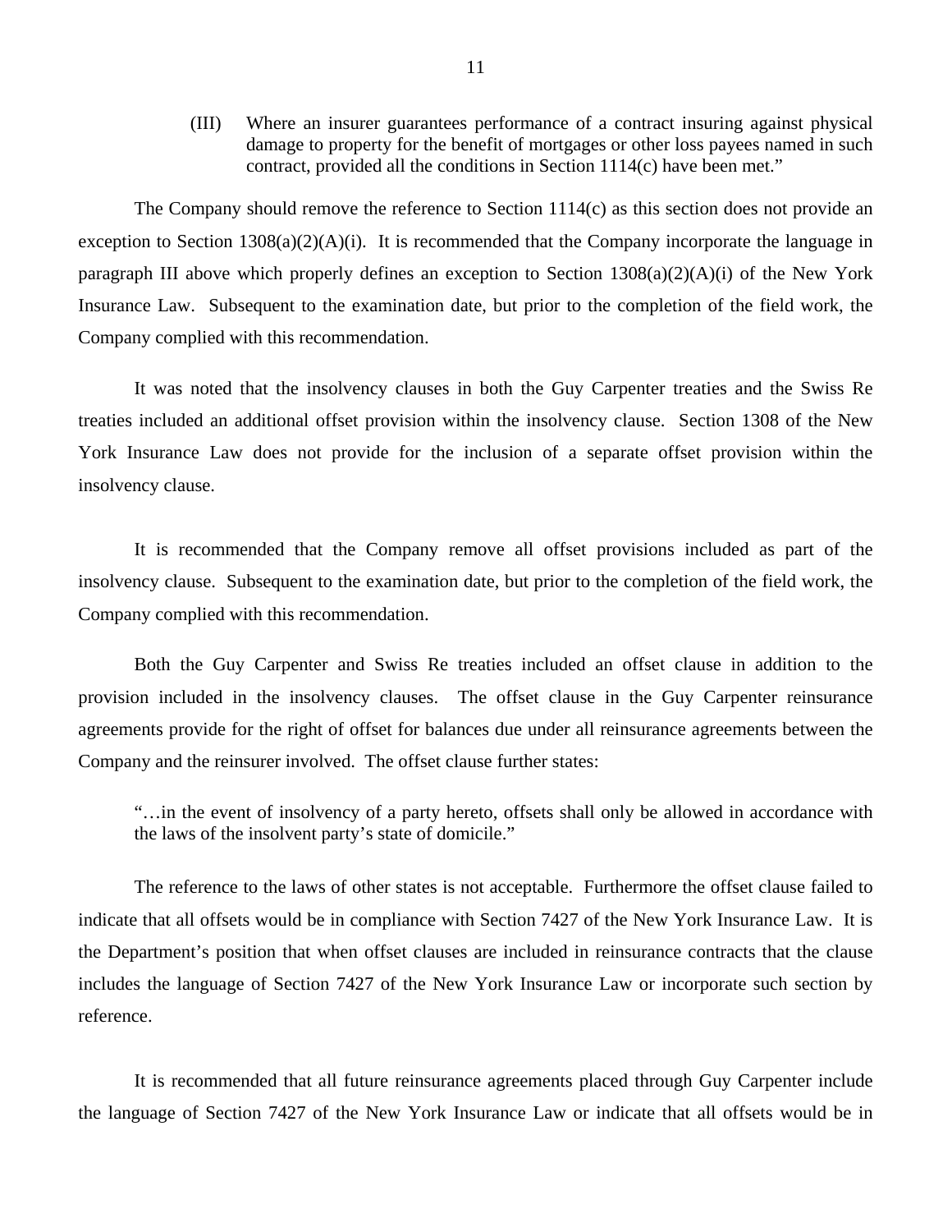> (III) Where an insurer guarantees performance of a contract insuring against physical damage to property for the benefit of mortgages or other loss payees named in such contract, provided all the conditions in Section 1114(c) have been met."

The Company should remove the reference to Section 1114(c) as this section does not provide an exception to Section 1308(a)(2)(A)(i). It is recommended that the Company incorporate the language in paragraph III above which properly defines an exception to Section 1308(a)(2)(A)(i) of the New York Insurance Law. Subsequent to the examination date, but prior to the completion of the field work, the Company complied with this recommendation.

It was noted that the insolvency clauses in both the Guy Carpenter treaties and the Swiss Re treaties included an additional offset provision within the insolvency clause. Section 1308 of the New York Insurance Law does not provide for the inclusion of a separate offset provision within the insolvency clause.

It is recommended that the Company remove all offset provisions included as part of the insolvency clause. Subsequent to the examination date, but prior to the completion of the field work, the Company complied with this recommendation.

Both the Guy Carpenter and Swiss Re treaties included an offset clause in addition to the provision included in the insolvency clauses. The offset clause in the Guy Carpenter reinsurance agreements provide for the right of offset for balances due under all reinsurance agreements between the Company and the reinsurer involved. The offset clause further states:

> "…in the event of insolvency of a party hereto, offsets shall only be allowed in accordance with the laws of the insolvent party's state of domicile."

The reference to the laws of other states is not acceptable. Furthermore the offset clause failed to indicate that all offsets would be in compliance with Section 7427 of the New York Insurance Law. It is the Department's position that when offset clauses are included in reinsurance contracts that the clause includes the language of Section 7427 of the New York Insurance Law or incorporate such section by reference.

It is recommended that all future reinsurance agreements placed through Guy Carpenter include the language of Section 7427 of the New York Insurance Law or indicate that all offsets would be in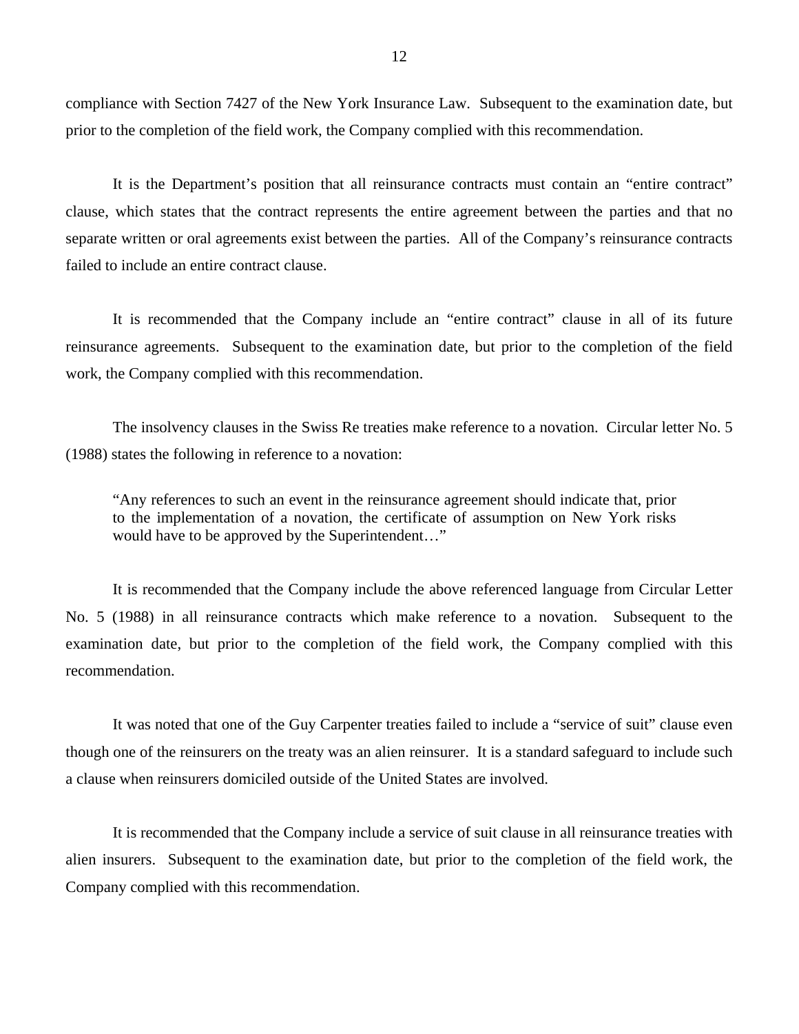compliance with Section 7427 of the New York Insurance Law. Subsequent to the examination date, but prior to the completion of the field work, the Company complied with this recommendation.

It is the Department's position that all reinsurance contracts must contain an "entire contract" clause, which states that the contract represents the entire agreement between the parties and that no separate written or oral agreements exist between the parties. All of the Company's reinsurance contracts failed to include an entire contract clause.

It is recommended that the Company include an "entire contract" clause in all of its future reinsurance agreements. Subsequent to the examination date, but prior to the completion of the field work, the Company complied with this recommendation.

The insolvency clauses in the Swiss Re treaties make reference to a novation. Circular letter No. 5 (1988) states the following in reference to a novation:

> "Any references to such an event in the reinsurance agreement should indicate that, prior to the implementation of a novation, the certificate of assumption on New York risks would have to be approved by the Superintendent…"

It is recommended that the Company include the above referenced language from Circular Letter No. 5 (1988) in all reinsurance contracts which make reference to a novation. Subsequent to the examination date, but prior to the completion of the field work, the Company complied with this recommendation.

It was noted that one of the Guy Carpenter treaties failed to include a "service of suit" clause even though one of the reinsurers on the treaty was an alien reinsurer. It is a standard safeguard to include such a clause when reinsurers domiciled outside of the United States are involved.

It is recommended that the Company include a service of suit clause in all reinsurance treaties with alien insurers. Subsequent to the examination date, but prior to the completion of the field work, the Company complied with this recommendation.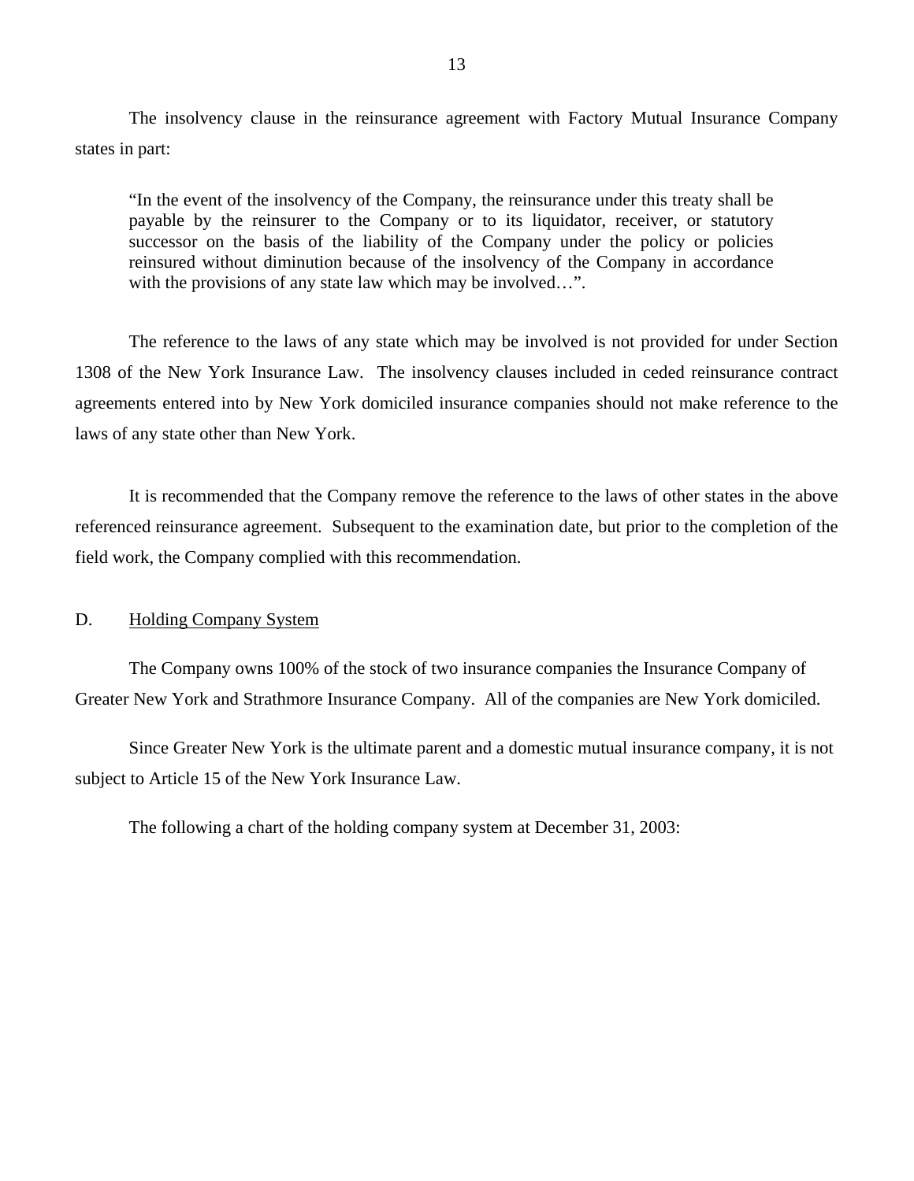The insolvency clause in the reinsurance agreement with Factory Mutual Insurance Company states in part:

> "In the event of the insolvency of the Company, the reinsurance under this treaty shall be payable by the reinsurer to the Company or to its liquidator, receiver, or statutory successor on the basis of the liability of the Company under the policy or policies reinsured without diminution because of the insolvency of the Company in accordance with the provisions of any state law which may be involved…".

The reference to the laws of any state which may be involved is not provided for under Section 1308 of the New York Insurance Law. The insolvency clauses included in ceded reinsurance contract agreements entered into by New York domiciled insurance companies should not make reference to the laws of any state other than New York.

It is recommended that the Company remove the reference to the laws of other states in the above referenced reinsurance agreement. Subsequent to the examination date, but prior to the completion of the field work, the Company complied with this recommendation.

D. <u>Holding Company System</u>

The Company owns 100% of the stock of two insurance companies the Insurance Company of Greater New York and Strathmore Insurance Company. All of the companies are New York domiciled.

Since Greater New York is the ultimate parent and a domestic mutual insurance company, it is not subject to Article 15 of the New York Insurance Law.

The following a chart of the holding company system at December 31, 2003: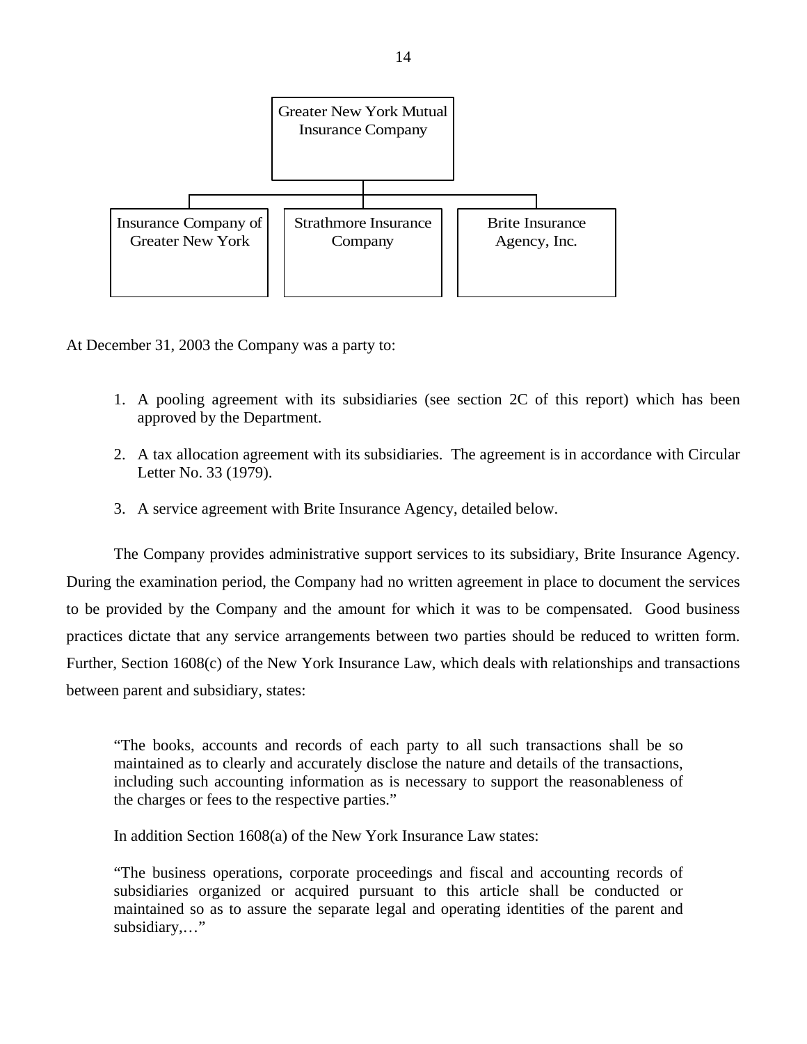Greater New York Mutual Insurance Company

- Insurance Company of Greater New York
- Strathmore Insurance Company
- Brite Insurance Agency, Inc.

At December 31, 2003 the Company was a party to:

1. A pooling agreement with its subsidiaries (see section 2C of this report) which has been approved by the Department.

2. A tax allocation agreement with its subsidiaries. The agreement is in accordance with Circular Letter No. 33 (1979).

3. A service agreement with Brite Insurance Agency, detailed below.

The Company provides administrative support services to its subsidiary, Brite Insurance Agency. During the examination period, the Company had no written agreement in place to document the services to be provided by the Company and the amount for which it was to be compensated. Good business practices dictate that any service arrangements between two parties should be reduced to written form. Further, Section 1608(c) of the New York Insurance Law, which deals with relationships and transactions between parent and subsidiary, states:

> "The books, accounts and records of each party to all such transactions shall be so maintained as to clearly and accurately disclose the nature and details of the transactions, including such accounting information as is necessary to support the reasonableness of the charges or fees to the respective parties."

In addition Section 1608(a) of the New York Insurance Law states:

> "The business operations, corporate proceedings and fiscal and accounting records of subsidiaries organized or acquired pursuant to this article shall be conducted or maintained so as to assure the separate legal and operating identities of the parent and subsidiary,…"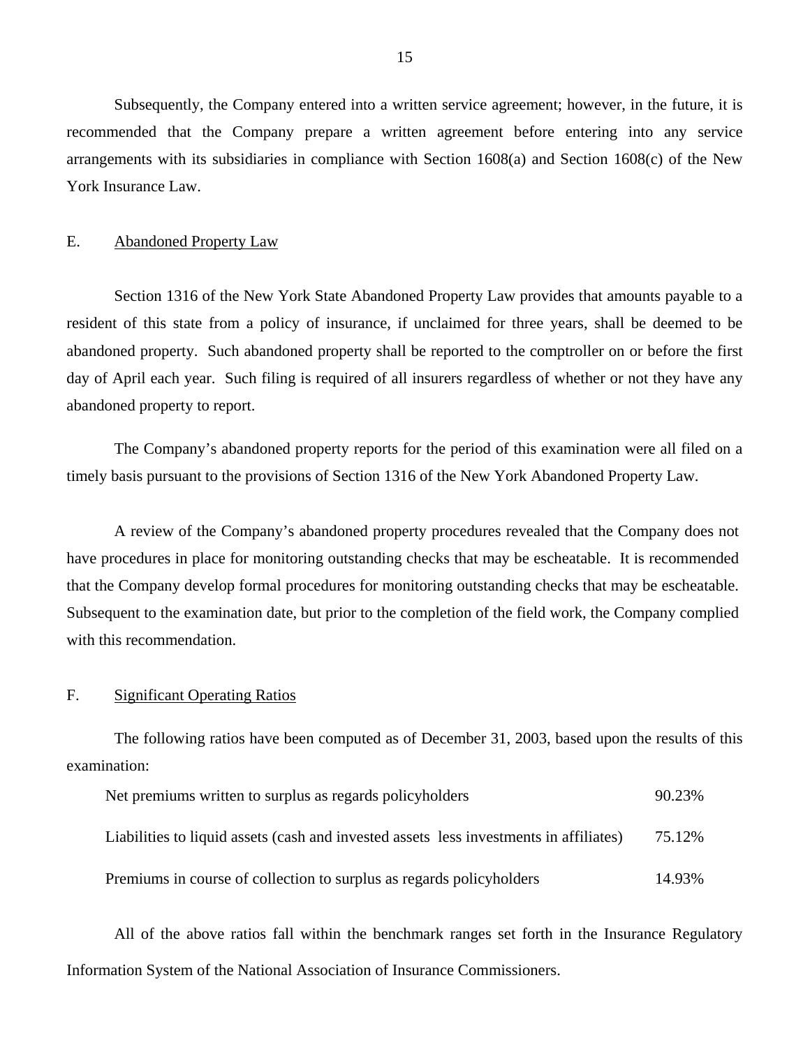Subsequently, the Company entered into a written service agreement; however, in the future, it is recommended that the Company prepare a written agreement before entering into any service arrangements with its subsidiaries in compliance with Section 1608(a) and Section 1608(c) of the New York Insurance Law.

## E. Abandoned Property Law

Section 1316 of the New York State Abandoned Property Law provides that amounts payable to a resident of this state from a policy of insurance, if unclaimed for three years, shall be deemed to be abandoned property. Such abandoned property shall be reported to the comptroller on or before the first day of April each year. Such filing is required of all insurers regardless of whether or not they have any abandoned property to report.

The Company's abandoned property reports for the period of this examination were all filed on a timely basis pursuant to the provisions of Section 1316 of the New York Abandoned Property Law.

A review of the Company's abandoned property procedures revealed that the Company does not have procedures in place for monitoring outstanding checks that may be escheatable. It is recommended that the Company develop formal procedures for monitoring outstanding checks that may be escheatable. Subsequent to the examination date, but prior to the completion of the field work, the Company complied with this recommendation.

## F. Significant Operating Ratios

The following ratios have been computed as of December 31, 2003, based upon the results of this examination:

| | |
|---|---|
| Net premiums written to surplus as regards policyholders | 90.23% |
| Liabilities to liquid assets (cash and invested assets less investments in affiliates) | 75.12% |
| Premiums in course of collection to surplus as regards policyholders | 14.93% |

All of the above ratios fall within the benchmark ranges set forth in the Insurance Regulatory Information System of the National Association of Insurance Commissioners.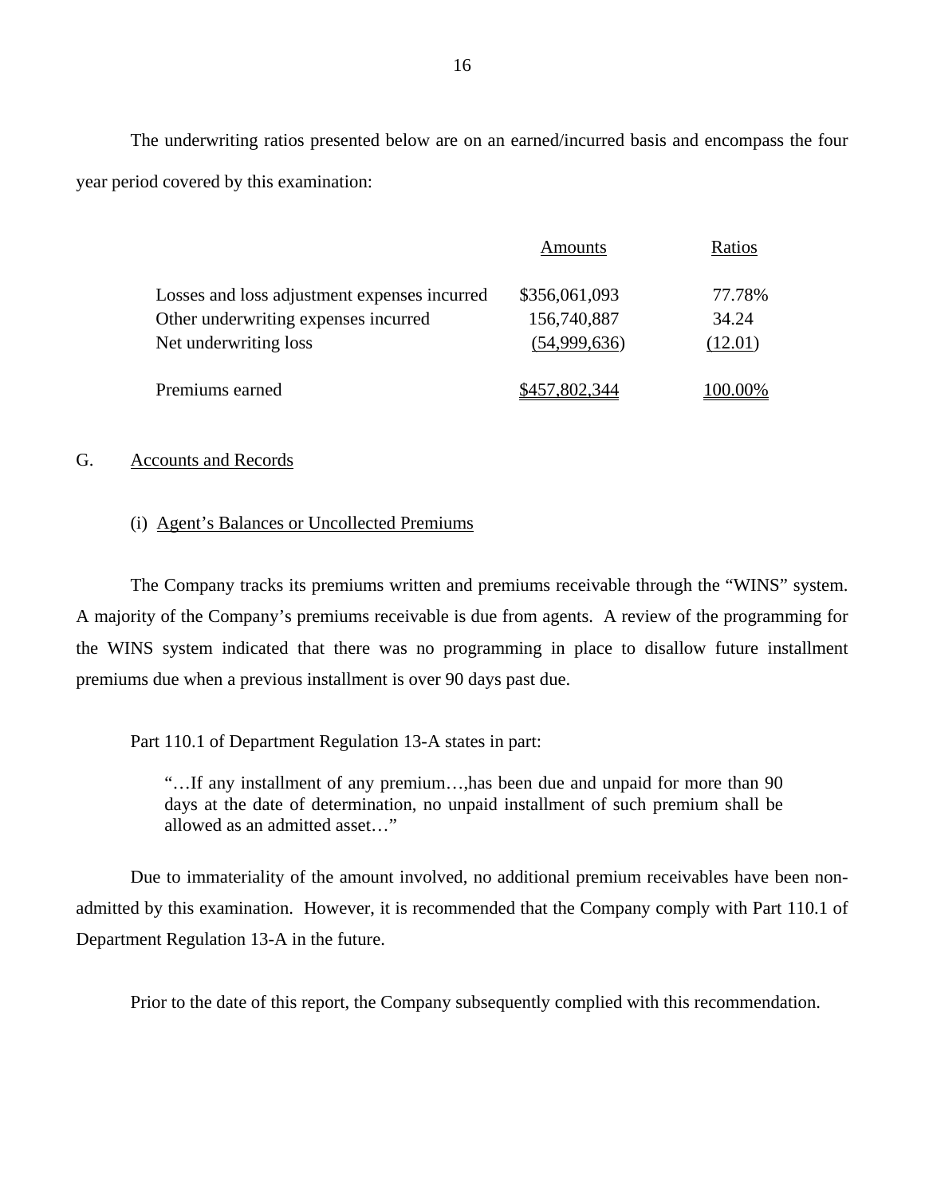The underwriting ratios presented below are on an earned/incurred basis and encompass the four year period covered by this examination:

| | Amounts | Ratios |
|---|---|---|
| Losses and loss adjustment expenses incurred | $356,061,093 | 77.78% |
| Other underwriting expenses incurred | 156,740,887 | 34.24 |
| Net underwriting loss | (54,999,636) | (12.01) |
| Premiums earned | $457,802,344 | 100.00% |

G. Accounts and Records

(i) Agent's Balances or Uncollected Premiums

The Company tracks its premiums written and premiums receivable through the "WINS" system. A majority of the Company's premiums receivable is due from agents. A review of the programming for the WINS system indicated that there was no programming in place to disallow future installment premiums due when a previous installment is over 90 days past due.

Part 110.1 of Department Regulation 13-A states in part:

> "…If any installment of any premium…,has been due and unpaid for more than 90 days at the date of determination, no unpaid installment of such premium shall be allowed as an admitted asset…"

Due to immateriality of the amount involved, no additional premium receivables have been non-admitted by this examination. However, it is recommended that the Company comply with Part 110.1 of Department Regulation 13-A in the future.

Prior to the date of this report, the Company subsequently complied with this recommendation.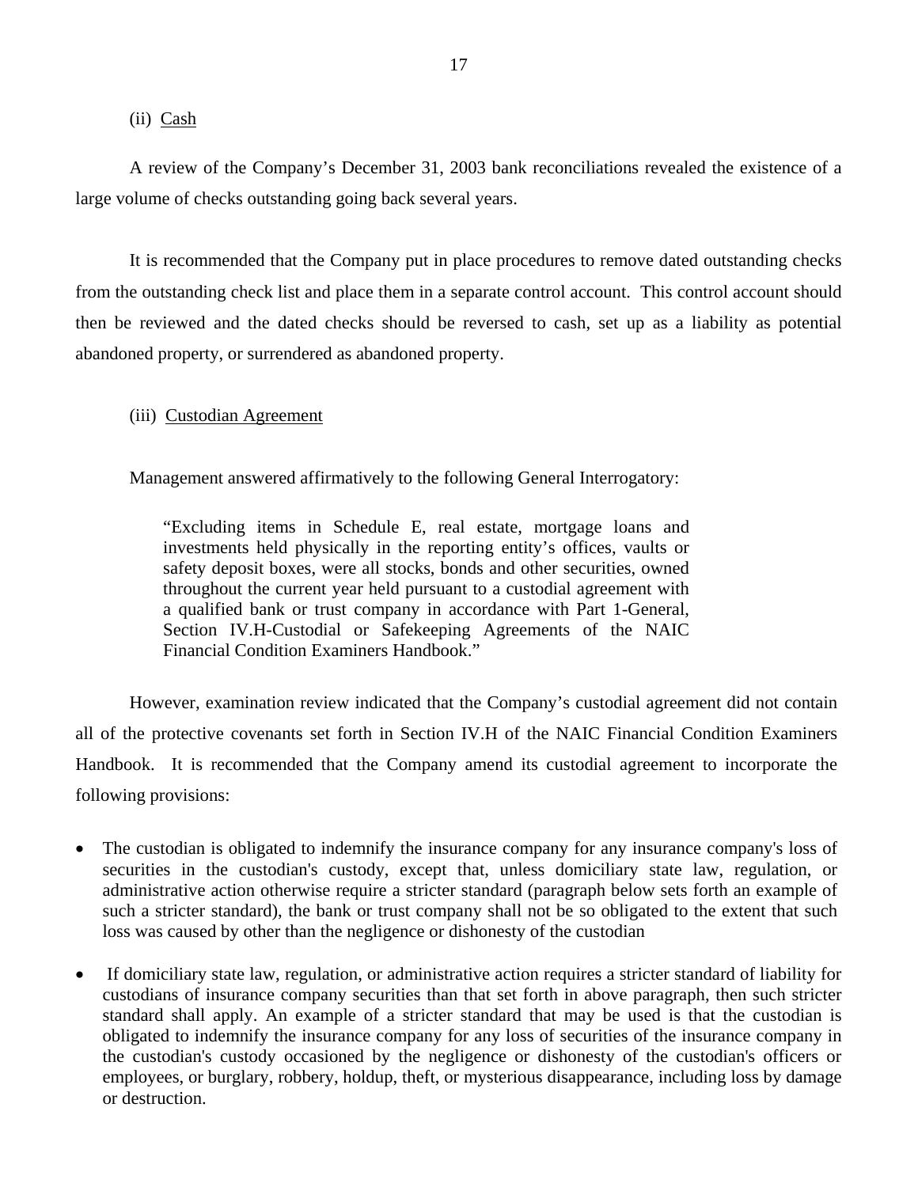(ii) Cash

A review of the Company's December 31, 2003 bank reconciliations revealed the existence of a large volume of checks outstanding going back several years.

It is recommended that the Company put in place procedures to remove dated outstanding checks from the outstanding check list and place them in a separate control account. This control account should then be reviewed and the dated checks should be reversed to cash, set up as a liability as potential abandoned property, or surrendered as abandoned property.

(iii) Custodian Agreement

Management answered affirmatively to the following General Interrogatory:

> "Excluding items in Schedule E, real estate, mortgage loans and investments held physically in the reporting entity's offices, vaults or safety deposit boxes, were all stocks, bonds and other securities, owned throughout the current year held pursuant to a custodial agreement with a qualified bank or trust company in accordance with Part 1-General, Section IV.H-Custodial or Safekeeping Agreements of the NAIC Financial Condition Examiners Handbook."

However, examination review indicated that the Company's custodial agreement did not contain all of the protective covenants set forth in Section IV.H of the NAIC Financial Condition Examiners Handbook. It is recommended that the Company amend its custodial agreement to incorporate the following provisions:

- The custodian is obligated to indemnify the insurance company for any insurance company's loss of securities in the custodian's custody, except that, unless domiciliary state law, regulation, or administrative action otherwise require a stricter standard (paragraph below sets forth an example of such a stricter standard), the bank or trust company shall not be so obligated to the extent that such loss was caused by other than the negligence or dishonesty of the custodian

- If domiciliary state law, regulation, or administrative action requires a stricter standard of liability for custodians of insurance company securities than that set forth in above paragraph, then such stricter standard shall apply. An example of a stricter standard that may be used is that the custodian is obligated to indemnify the insurance company for any loss of securities of the insurance company in the custodian's custody occasioned by the negligence or dishonesty of the custodian's officers or employees, or burglary, robbery, holdup, theft, or mysterious disappearance, including loss by damage or destruction.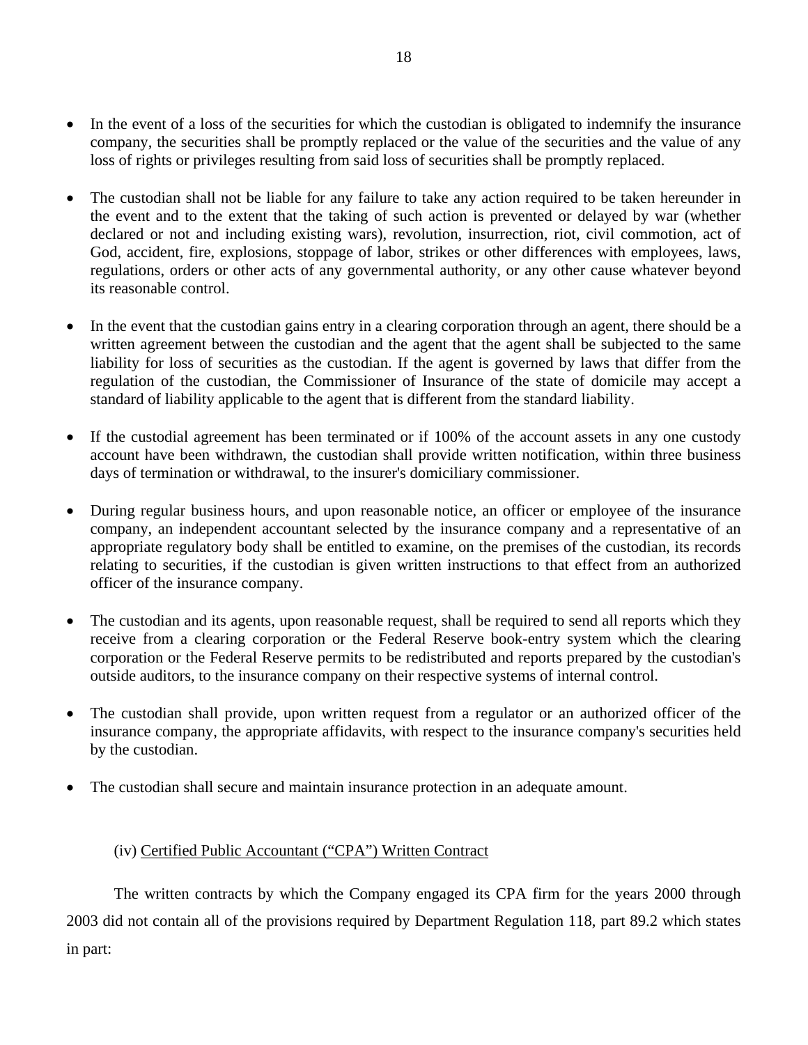- In the event of a loss of the securities for which the custodian is obligated to indemnify the insurance company, the securities shall be promptly replaced or the value of the securities and the value of any loss of rights or privileges resulting from said loss of securities shall be promptly replaced.

- The custodian shall not be liable for any failure to take any action required to be taken hereunder in the event and to the extent that the taking of such action is prevented or delayed by war (whether declared or not and including existing wars), revolution, insurrection, riot, civil commotion, act of God, accident, fire, explosions, stoppage of labor, strikes or other differences with employees, laws, regulations, orders or other acts of any governmental authority, or any other cause whatever beyond its reasonable control.

- In the event that the custodian gains entry in a clearing corporation through an agent, there should be a written agreement between the custodian and the agent that the agent shall be subjected to the same liability for loss of securities as the custodian. If the agent is governed by laws that differ from the regulation of the custodian, the Commissioner of Insurance of the state of domicile may accept a standard of liability applicable to the agent that is different from the standard liability.

- If the custodial agreement has been terminated or if 100% of the account assets in any one custody account have been withdrawn, the custodian shall provide written notification, within three business days of termination or withdrawal, to the insurer's domiciliary commissioner.

- During regular business hours, and upon reasonable notice, an officer or employee of the insurance company, an independent accountant selected by the insurance company and a representative of an appropriate regulatory body shall be entitled to examine, on the premises of the custodian, its records relating to securities, if the custodian is given written instructions to that effect from an authorized officer of the insurance company.

- The custodian and its agents, upon reasonable request, shall be required to send all reports which they receive from a clearing corporation or the Federal Reserve book-entry system which the clearing corporation or the Federal Reserve permits to be redistributed and reports prepared by the custodian's outside auditors, to the insurance company on their respective systems of internal control.

- The custodian shall provide, upon written request from a regulator or an authorized officer of the insurance company, the appropriate affidavits, with respect to the insurance company's securities held by the custodian.

- The custodian shall secure and maintain insurance protection in an adequate amount.

(iv) Certified Public Accountant ("CPA") Written Contract

The written contracts by which the Company engaged its CPA firm for the years 2000 through 2003 did not contain all of the provisions required by Department Regulation 118, part 89.2 which states in part: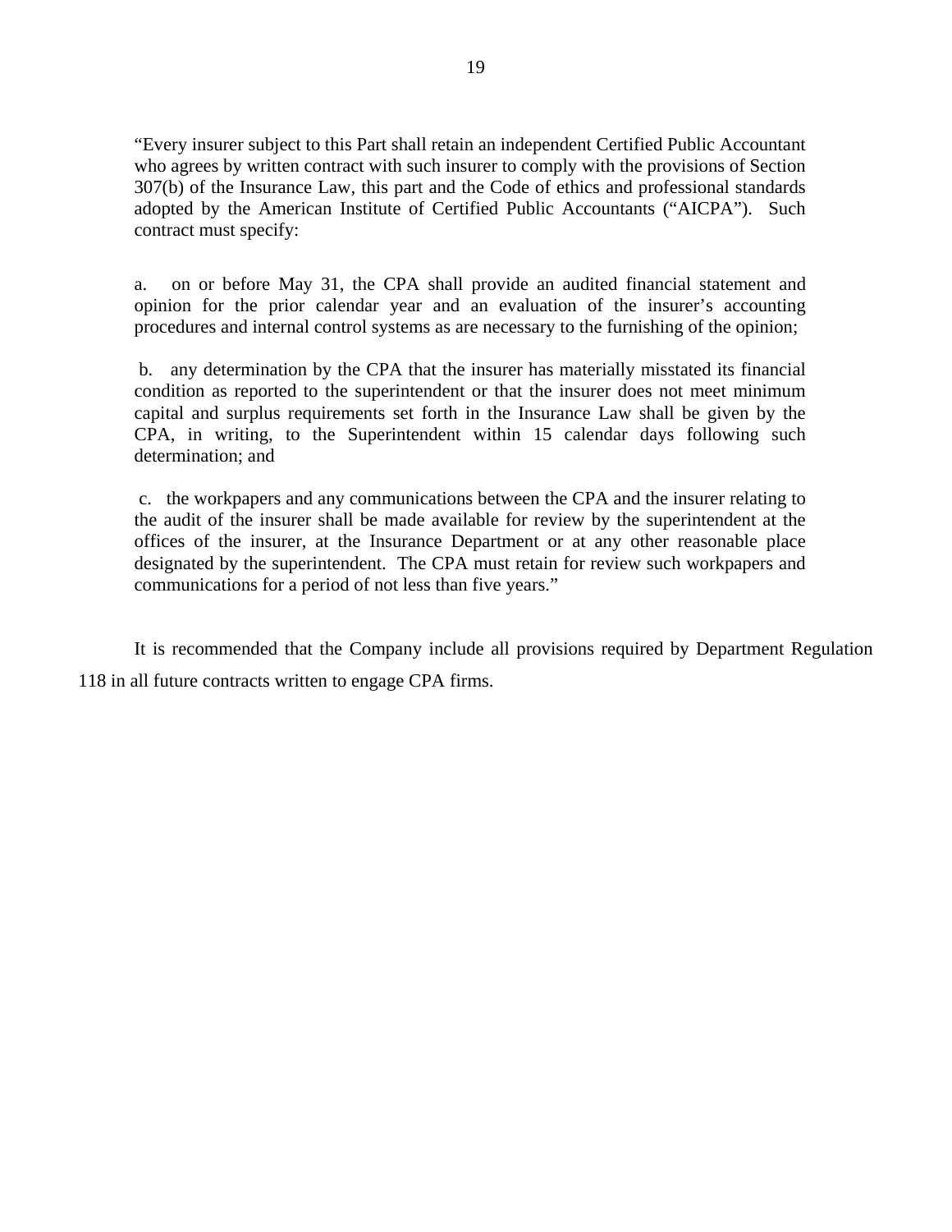"Every insurer subject to this Part shall retain an independent Certified Public Accountant who agrees by written contract with such insurer to comply with the provisions of Section 307(b) of the Insurance Law, this part and the Code of ethics and professional standards adopted by the American Institute of Certified Public Accountants ("AICPA"). Such contract must specify:

a. on or before May 31, the CPA shall provide an audited financial statement and opinion for the prior calendar year and an evaluation of the insurer's accounting procedures and internal control systems as are necessary to the furnishing of the opinion;

b. any determination by the CPA that the insurer has materially misstated its financial condition as reported to the superintendent or that the insurer does not meet minimum capital and surplus requirements set forth in the Insurance Law shall be given by the CPA, in writing, to the Superintendent within 15 calendar days following such determination; and

c. the workpapers and any communications between the CPA and the insurer relating to the audit of the insurer shall be made available for review by the superintendent at the offices of the insurer, at the Insurance Department or at any other reasonable place designated by the superintendent. The CPA must retain for review such workpapers and communications for a period of not less than five years."

It is recommended that the Company include all provisions required by Department Regulation 118 in all future contracts written to engage CPA firms.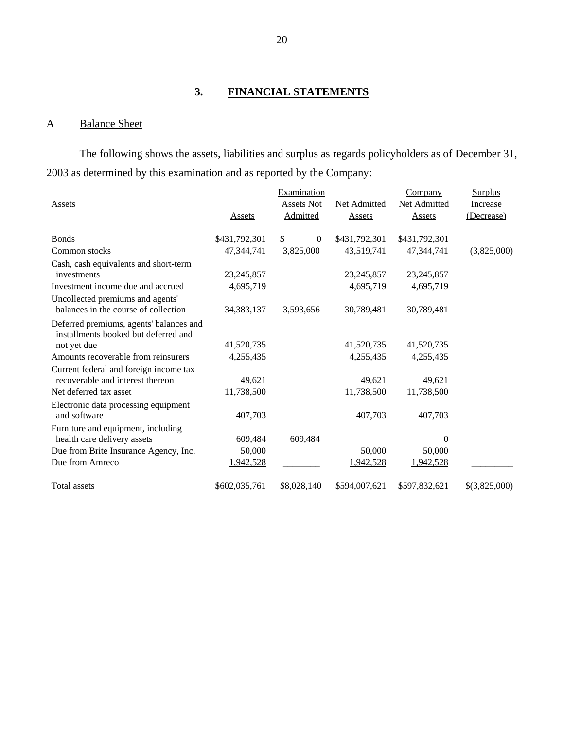## 3. FINANCIAL STATEMENTS

### A Balance Sheet

The following shows the assets, liabilities and surplus as regards policyholders as of December 31, 2003 as determined by this examination and as reported by the Company:

| Assets | Assets | Examination Assets Not Admitted | Net Admitted Assets | Company Net Admitted Assets | Surplus Increase (Decrease) |
|---|---|---|---|---|---|
| Bonds | $431,792,301 | $ 0 | $431,792,301 | $431,792,301 | |
| Common stocks | 47,344,741 | 3,825,000 | 43,519,741 | 47,344,741 | (3,825,000) |
| Cash, cash equivalents and short-term investments | 23,245,857 | | 23,245,857 | 23,245,857 | |
| Investment income due and accrued | 4,695,719 | | 4,695,719 | 4,695,719 | |
| Uncollected premiums and agents' balances in the course of collection | 34,383,137 | 3,593,656 | 30,789,481 | 30,789,481 | |
| Deferred premiums, agents' balances and installments booked but deferred and not yet due | 41,520,735 | | 41,520,735 | 41,520,735 | |
| Amounts recoverable from reinsurers | 4,255,435 | | 4,255,435 | 4,255,435 | |
| Current federal and foreign income tax recoverable and interest thereon | 49,621 | | 49,621 | 49,621 | |
| Net deferred tax asset | 11,738,500 | | 11,738,500 | 11,738,500 | |
| Electronic data processing equipment and software | 407,703 | | 407,703 | 407,703 | |
| Furniture and equipment, including health care delivery assets | 609,484 | 609,484 | | 0 | |
| Due from Brite Insurance Agency, Inc. | 50,000 | | 50,000 | 50,000 | |
| Due from Amreco | 1,942,528 | | 1,942,528 | 1,942,528 | |
| Total assets | $602,035,761 | $8,028,140 | $594,007,621 | $597,832,621 | $(3,825,000) |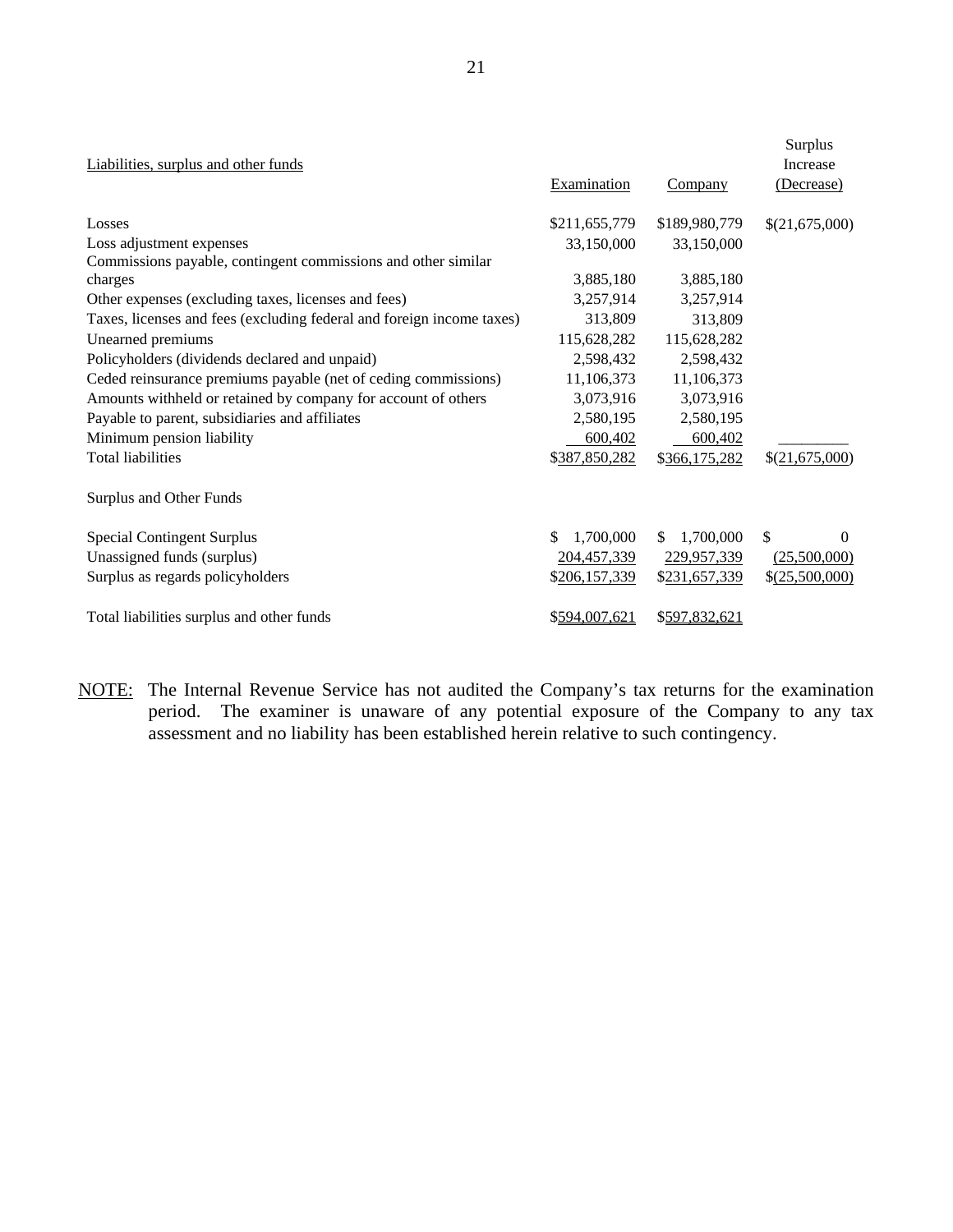| Liabilities, surplus and other funds | Examination | Company | Surplus Increase (Decrease) |
|---|---|---|---|
| Losses | $211,655,779 | $189,980,779 | $(21,675,000) |
| Loss adjustment expenses | 33,150,000 | 33,150,000 | |
| Commissions payable, contingent commissions and other similar charges | 3,885,180 | 3,885,180 | |
| Other expenses (excluding taxes, licenses and fees) | 3,257,914 | 3,257,914 | |
| Taxes, licenses and fees (excluding federal and foreign income taxes) | 313,809 | 313,809 | |
| Unearned premiums | 115,628,282 | 115,628,282 | |
| Policyholders (dividends declared and unpaid) | 2,598,432 | 2,598,432 | |
| Ceded reinsurance premiums payable (net of ceding commissions) | 11,106,373 | 11,106,373 | |
| Amounts withheld or retained by company for account of others | 3,073,916 | 3,073,916 | |
| Payable to parent, subsidiaries and affiliates | 2,580,195 | 2,580,195 | |
| Minimum pension liability | 600,402 | 600,402 | |
| Total liabilities | $387,850,282 | $366,175,282 | $(21,675,000) |
| Surplus and Other Funds | | | |
| Special Contingent Surplus | $ 1,700,000 | $ 1,700,000 | $ 0 |
| Unassigned funds (surplus) | 204,457,339 | 229,957,339 | (25,500,000) |
| Surplus as regards policyholders | $206,157,339 | $231,657,339 | $(25,500,000) |
| Total liabilities surplus and other funds | $594,007,621 | $597,832,621 | |

NOTE: The Internal Revenue Service has not audited the Company's tax returns for the examination period. The examiner is unaware of any potential exposure of the Company to any tax assessment and no liability has been established herein relative to such contingency.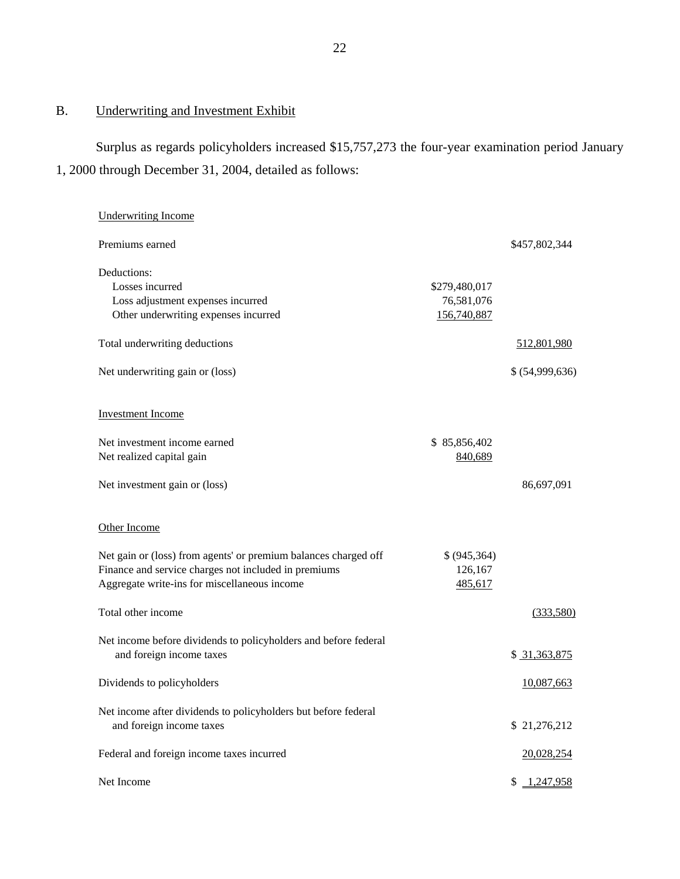## B. Underwriting and Investment Exhibit

Surplus as regards policyholders increased $15,757,273 the four-year examination period January 1, 2000 through December 31, 2004, detailed as follows:

| | | |
|---|---|---|
| Underwriting Income | | |
| Premiums earned | | $457,802,344 |
| Deductions: | | |
| Losses incurred | $279,480,017 | |
| Loss adjustment expenses incurred | 76,581,076 | |
| Other underwriting expenses incurred | 156,740,887 | |
| Total underwriting deductions | | 512,801,980 |
| Net underwriting gain or (loss) | | $ (54,999,636) |
| Investment Income | | |
| Net investment income earned | $ 85,856,402 | |
| Net realized capital gain | 840,689 | |
| Net investment gain or (loss) | | 86,697,091 |
| Other Income | | |
| Net gain or (loss) from agents' or premium balances charged off | $ (945,364) | |
| Finance and service charges not included in premiums | 126,167 | |
| Aggregate write-ins for miscellaneous income | 485,617 | |
| Total other income | | (333,580) |
| Net income before dividends to policyholders and before federal and foreign income taxes | | $ 31,363,875 |
| Dividends to policyholders | | 10,087,663 |
| Net income after dividends to policyholders but before federal and foreign income taxes | | $ 21,276,212 |
| Federal and foreign income taxes incurred | | 20,028,254 |
| Net Income | | $ 1,247,958 |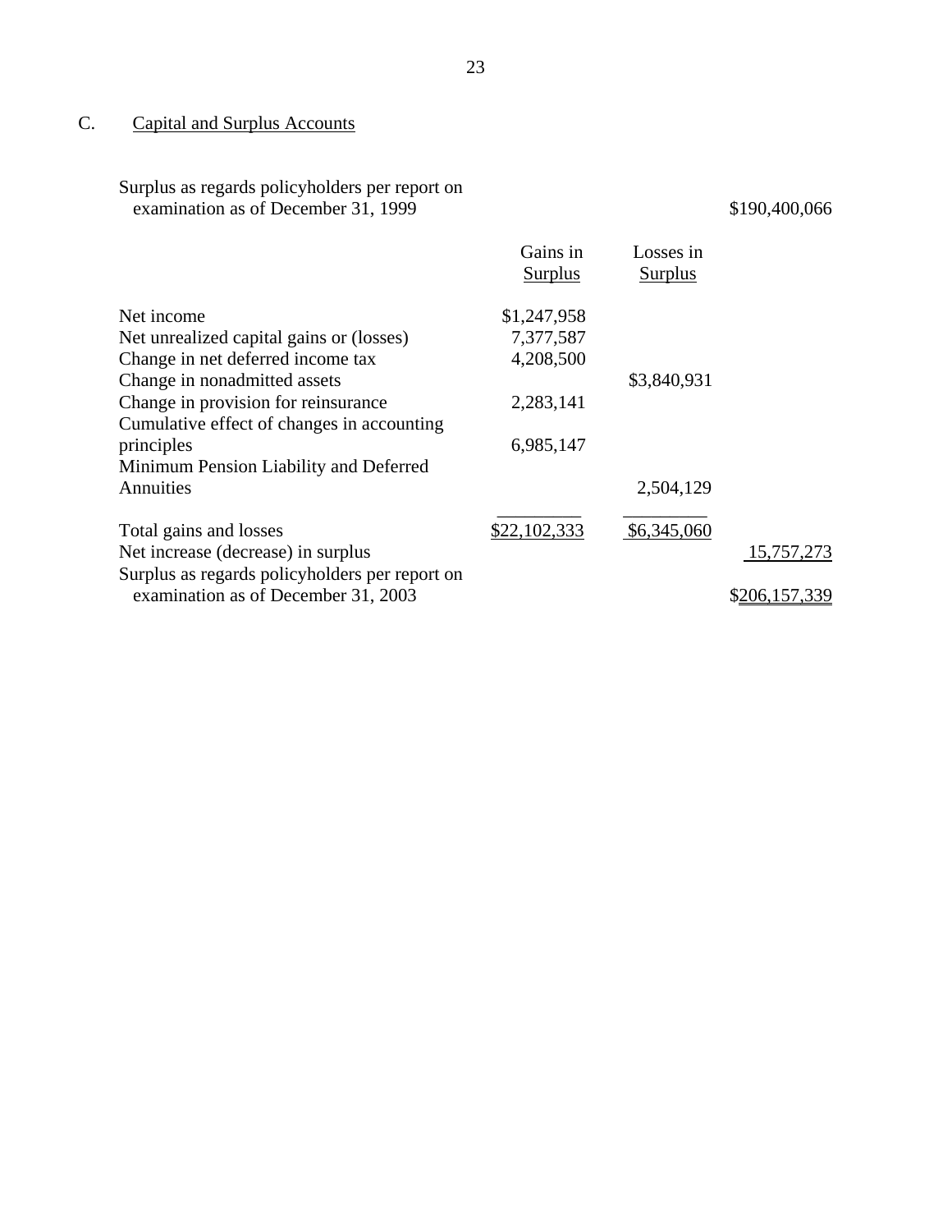## C. Capital and Surplus Accounts

| | Gains in Surplus | Losses in Surplus | |
|---|---|---|---|
| Surplus as regards policyholders per report on examination as of December 31, 1999 | | | $190,400,066 |
| Net income | $1,247,958 | | |
| Net unrealized capital gains or (losses) | 7,377,587 | | |
| Change in net deferred income tax | 4,208,500 | | |
| Change in nonadmitted assets | | $3,840,931 | |
| Change in provision for reinsurance | 2,283,141 | | |
| Cumulative effect of changes in accounting principles | 6,985,147 | | |
| Minimum Pension Liability and Deferred Annuities | | 2,504,129 | |
| Total gains and losses | $22,102,333 | $6,345,060 | |
| Net increase (decrease) in surplus | | | 15,757,273 |
| Surplus as regards policyholders per report on examination as of December 31, 2003 | | | $206,157,339 |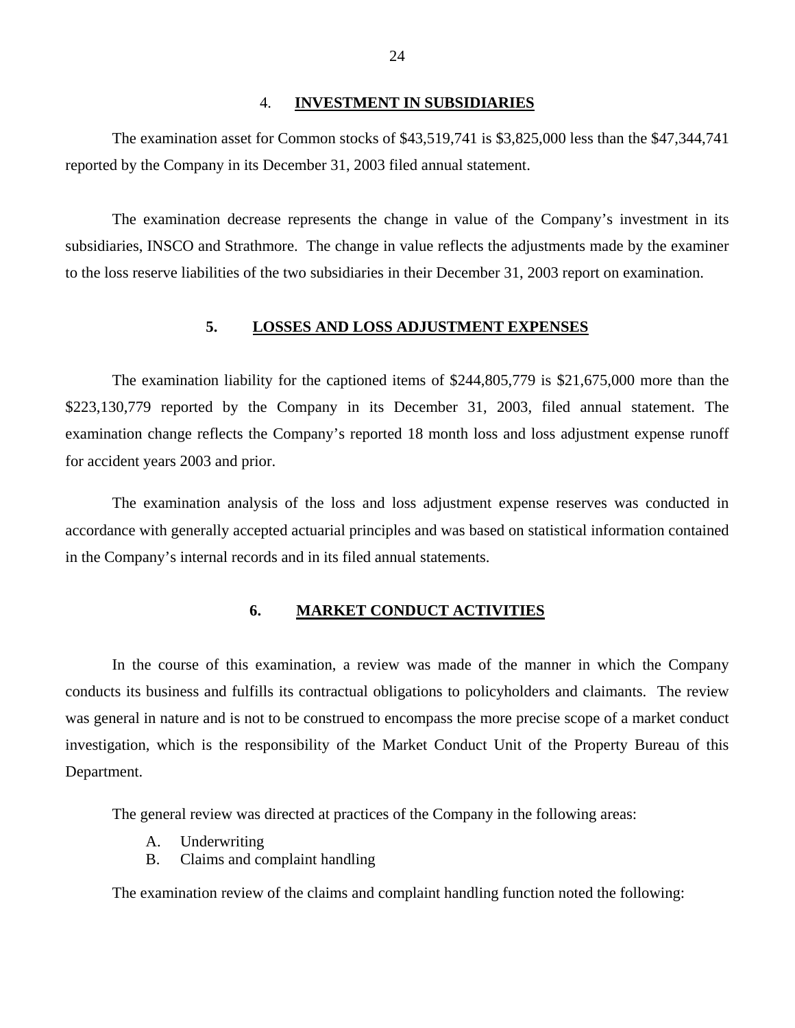## 4. INVESTMENT IN SUBSIDIARIES

The examination asset for Common stocks of $43,519,741 is $3,825,000 less than the $47,344,741 reported by the Company in its December 31, 2003 filed annual statement.

The examination decrease represents the change in value of the Company's investment in its subsidiaries, INSCO and Strathmore. The change in value reflects the adjustments made by the examiner to the loss reserve liabilities of the two subsidiaries in their December 31, 2003 report on examination.

## 5. LOSSES AND LOSS ADJUSTMENT EXPENSES

The examination liability for the captioned items of $244,805,779 is $21,675,000 more than the $223,130,779 reported by the Company in its December 31, 2003, filed annual statement. The examination change reflects the Company's reported 18 month loss and loss adjustment expense runoff for accident years 2003 and prior.

The examination analysis of the loss and loss adjustment expense reserves was conducted in accordance with generally accepted actuarial principles and was based on statistical information contained in the Company's internal records and in its filed annual statements.

## 6. MARKET CONDUCT ACTIVITIES

In the course of this examination, a review was made of the manner in which the Company conducts its business and fulfills its contractual obligations to policyholders and claimants. The review was general in nature and is not to be construed to encompass the more precise scope of a market conduct investigation, which is the responsibility of the Market Conduct Unit of the Property Bureau of this Department.

The general review was directed at practices of the Company in the following areas:

A. Underwriting
B. Claims and complaint handling

The examination review of the claims and complaint handling function noted the following: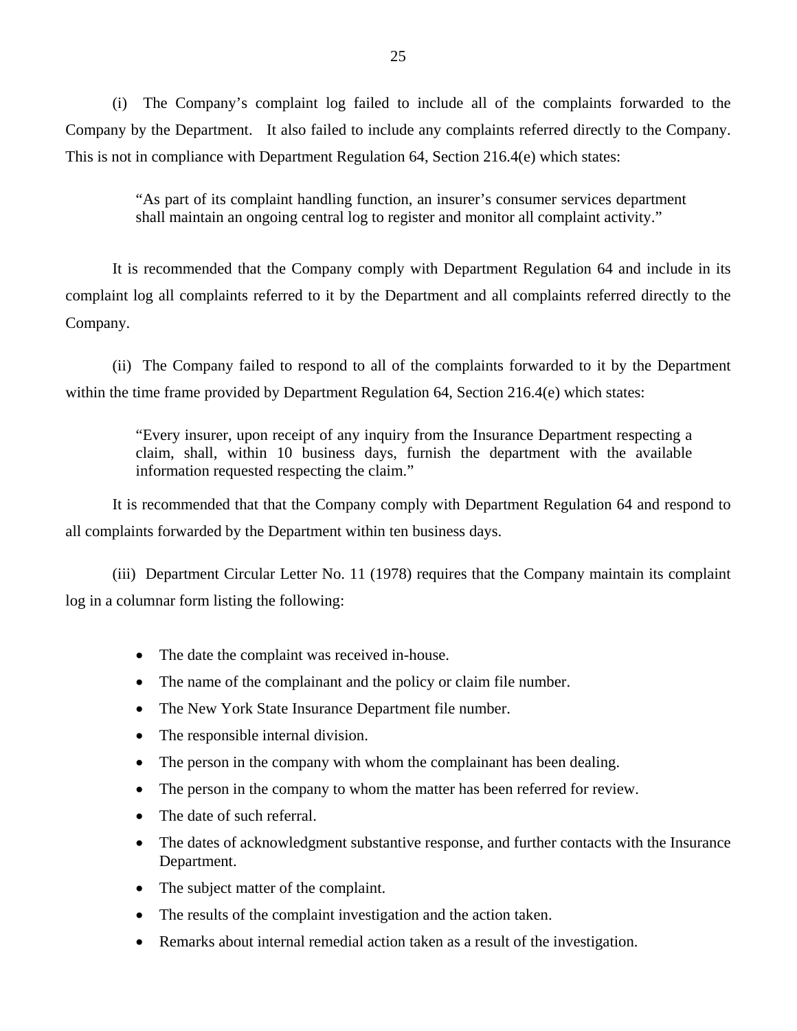(i) The Company's complaint log failed to include all of the complaints forwarded to the Company by the Department. It also failed to include any complaints referred directly to the Company. This is not in compliance with Department Regulation 64, Section 216.4(e) which states:

> "As part of its complaint handling function, an insurer's consumer services department shall maintain an ongoing central log to register and monitor all complaint activity."

It is recommended that the Company comply with Department Regulation 64 and include in its complaint log all complaints referred to it by the Department and all complaints referred directly to the Company.

(ii) The Company failed to respond to all of the complaints forwarded to it by the Department within the time frame provided by Department Regulation 64, Section 216.4(e) which states:

> "Every insurer, upon receipt of any inquiry from the Insurance Department respecting a claim, shall, within 10 business days, furnish the department with the available information requested respecting the claim."

It is recommended that that the Company comply with Department Regulation 64 and respond to all complaints forwarded by the Department within ten business days.

(iii) Department Circular Letter No. 11 (1978) requires that the Company maintain its complaint log in a columnar form listing the following:

- The date the complaint was received in-house.
- The name of the complainant and the policy or claim file number.
- The New York State Insurance Department file number.
- The responsible internal division.
- The person in the company with whom the complainant has been dealing.
- The person in the company to whom the matter has been referred for review.
- The date of such referral.
- The dates of acknowledgment substantive response, and further contacts with the Insurance Department.
- The subject matter of the complaint.
- The results of the complaint investigation and the action taken.
- Remarks about internal remedial action taken as a result of the investigation.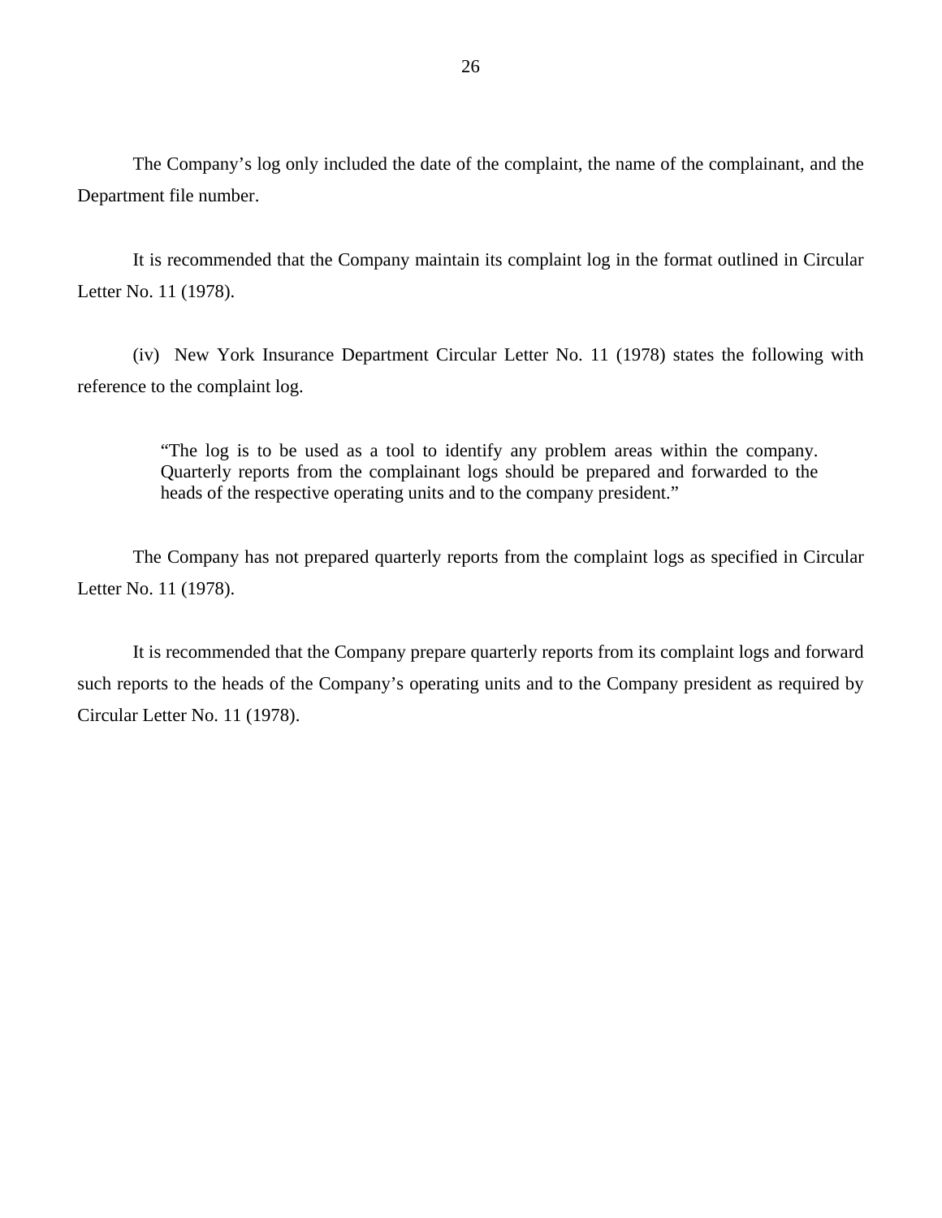The Company's log only included the date of the complaint, the name of the complainant, and the Department file number.

It is recommended that the Company maintain its complaint log in the format outlined in Circular Letter No. 11 (1978).

(iv) New York Insurance Department Circular Letter No. 11 (1978) states the following with reference to the complaint log.

> "The log is to be used as a tool to identify any problem areas within the company. Quarterly reports from the complainant logs should be prepared and forwarded to the heads of the respective operating units and to the company president."

The Company has not prepared quarterly reports from the complaint logs as specified in Circular Letter No. 11 (1978).

It is recommended that the Company prepare quarterly reports from its complaint logs and forward such reports to the heads of the Company's operating units and to the Company president as required by Circular Letter No. 11 (1978).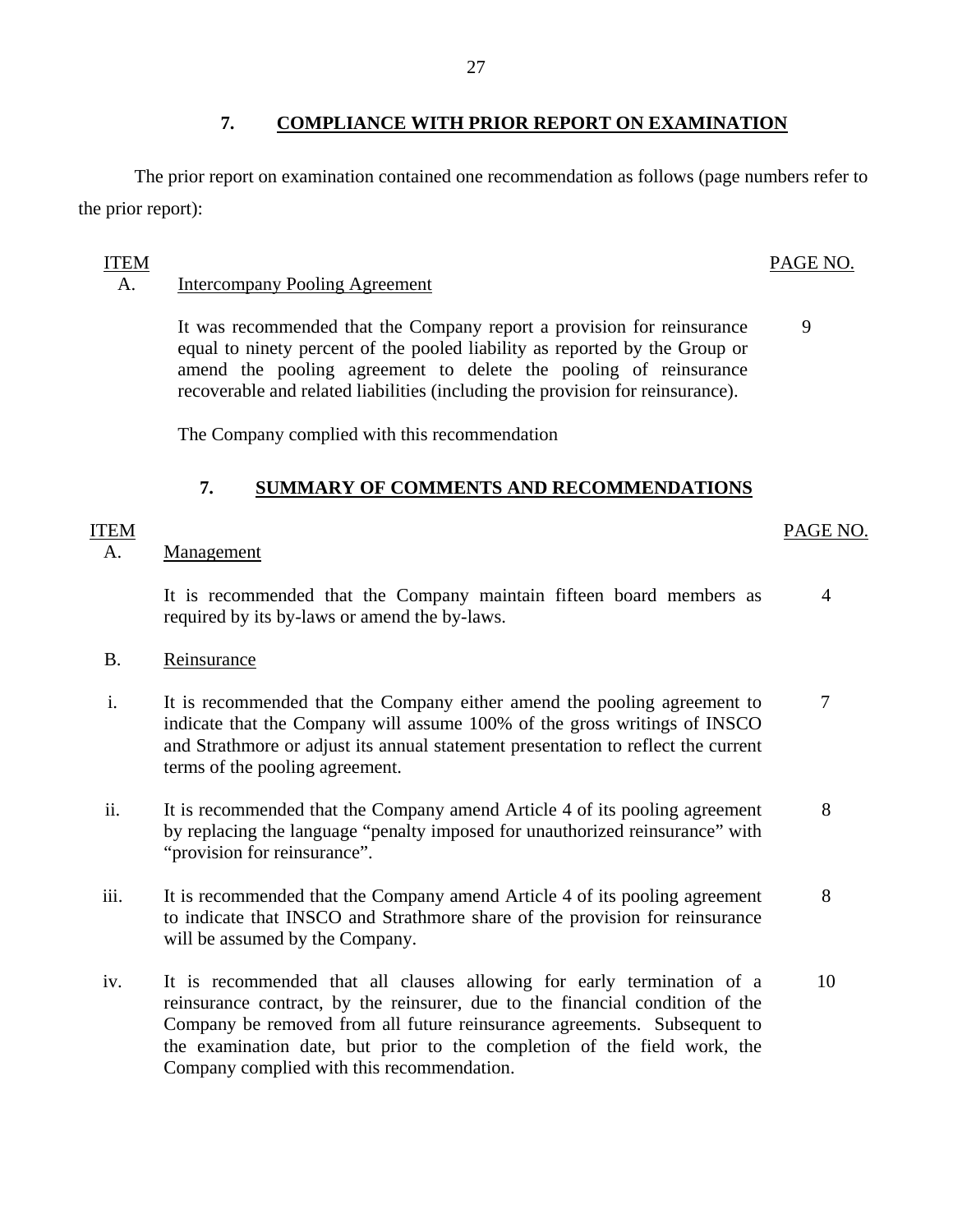## 7. COMPLIANCE WITH PRIOR REPORT ON EXAMINATION

The prior report on examination contained one recommendation as follows (page numbers refer to the prior report):

| ITEM | | PAGE NO. |
|---|---|---|
| A. | Intercompany Pooling Agreement | |
| | It was recommended that the Company report a provision for reinsurance equal to ninety percent of the pooled liability as reported by the Group or amend the pooling agreement to delete the pooling of reinsurance recoverable and related liabilities (including the provision for reinsurance). | 9 |
| | The Company complied with this recommendation | |

## 7. SUMMARY OF COMMENTS AND RECOMMENDATIONS

| ITEM | | PAGE NO. |
|---|---|---|
| A. | Management | |
| | It is recommended that the Company maintain fifteen board members as required by its by-laws or amend the by-laws. | 4 |
| B. | Reinsurance | |
| i. | It is recommended that the Company either amend the pooling agreement to indicate that the Company will assume 100% of the gross writings of INSCO and Strathmore or adjust its annual statement presentation to reflect the current terms of the pooling agreement. | 7 |
| ii. | It is recommended that the Company amend Article 4 of its pooling agreement by replacing the language "penalty imposed for unauthorized reinsurance" with "provision for reinsurance". | 8 |
| iii. | It is recommended that the Company amend Article 4 of its pooling agreement to indicate that INSCO and Strathmore share of the provision for reinsurance will be assumed by the Company. | 8 |
| iv. | It is recommended that all clauses allowing for early termination of a reinsurance contract, by the reinsurer, due to the financial condition of the Company be removed from all future reinsurance agreements. Subsequent to the examination date, but prior to the completion of the field work, the Company complied with this recommendation. | 10 |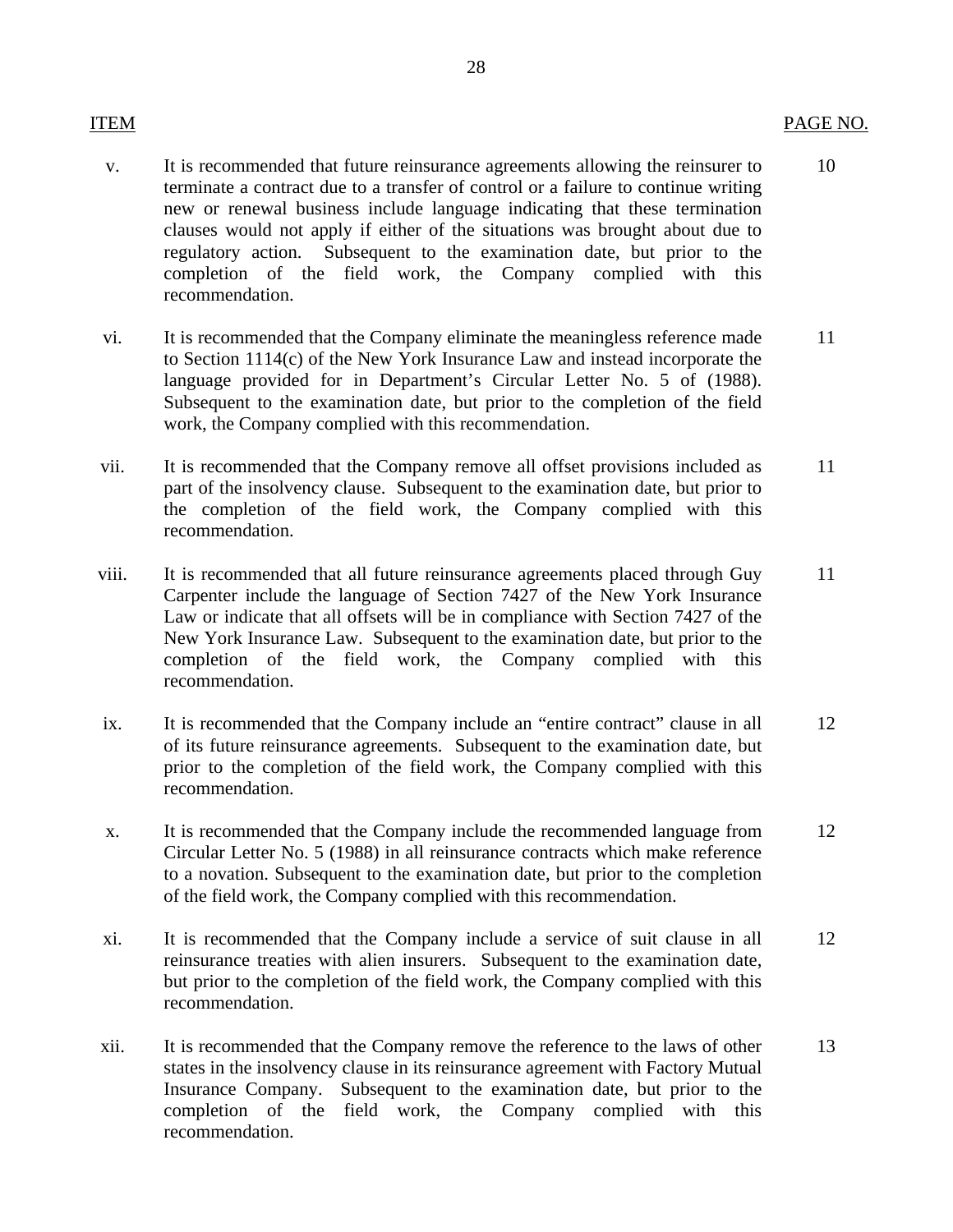| ITEM | | PAGE NO. |
|---|---|---|
| v. | It is recommended that future reinsurance agreements allowing the reinsurer to terminate a contract due to a transfer of control or a failure to continue writing new or renewal business include language indicating that these termination clauses would not apply if either of the situations was brought about due to regulatory action. Subsequent to the examination date, but prior to the completion of the field work, the Company complied with this recommendation. | 10 |
| vi. | It is recommended that the Company eliminate the meaningless reference made to Section 1114(c) of the New York Insurance Law and instead incorporate the language provided for in Department's Circular Letter No. 5 of (1988). Subsequent to the examination date, but prior to the completion of the field work, the Company complied with this recommendation. | 11 |
| vii. | It is recommended that the Company remove all offset provisions included as part of the insolvency clause. Subsequent to the examination date, but prior to the completion of the field work, the Company complied with this recommendation. | 11 |
| viii. | It is recommended that all future reinsurance agreements placed through Guy Carpenter include the language of Section 7427 of the New York Insurance Law or indicate that all offsets will be in compliance with Section 7427 of the New York Insurance Law. Subsequent to the examination date, but prior to the completion of the field work, the Company complied with this recommendation. | 11 |
| ix. | It is recommended that the Company include an "entire contract" clause in all of its future reinsurance agreements. Subsequent to the examination date, but prior to the completion of the field work, the Company complied with this recommendation. | 12 |
| x. | It is recommended that the Company include the recommended language from Circular Letter No. 5 (1988) in all reinsurance contracts which make reference to a novation. Subsequent to the examination date, but prior to the completion of the field work, the Company complied with this recommendation. | 12 |
| xi. | It is recommended that the Company include a service of suit clause in all reinsurance treaties with alien insurers. Subsequent to the examination date, but prior to the completion of the field work, the Company complied with this recommendation. | 12 |
| xii. | It is recommended that the Company remove the reference to the laws of other states in the insolvency clause in its reinsurance agreement with Factory Mutual Insurance Company. Subsequent to the examination date, but prior to the completion of the field work, the Company complied with this recommendation. | 13 |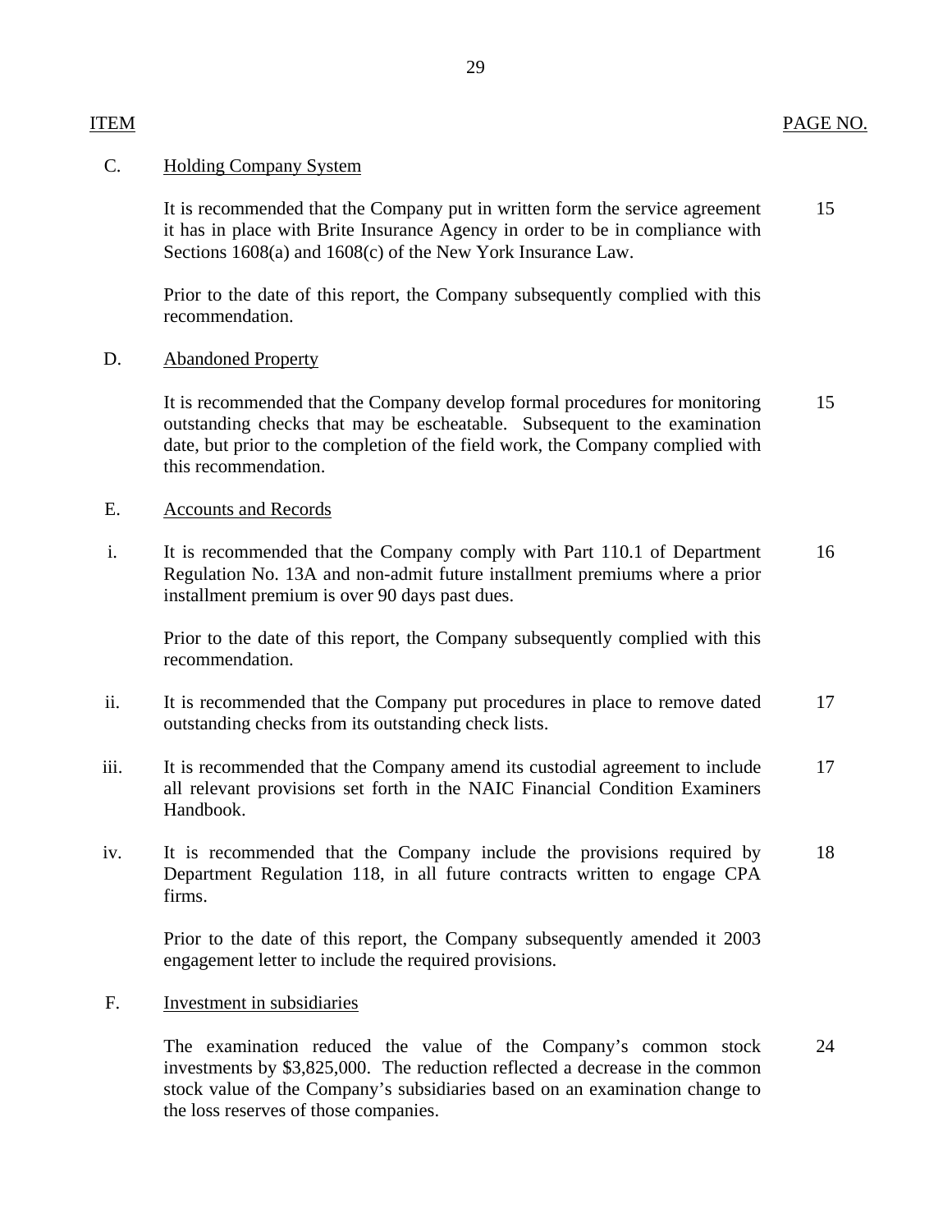| ITEM | | PAGE NO. |
|---|---|---|
| C. | Holding Company System | |
| | It is recommended that the Company put in written form the service agreement it has in place with Brite Insurance Agency in order to be in compliance with Sections 1608(a) and 1608(c) of the New York Insurance Law. | 15 |
| | Prior to the date of this report, the Company subsequently complied with this recommendation. | |
| D. | Abandoned Property | |
| | It is recommended that the Company develop formal procedures for monitoring outstanding checks that may be escheatable. Subsequent to the examination date, but prior to the completion of the field work, the Company complied with this recommendation. | 15 |
| E. | Accounts and Records | |
| i. | It is recommended that the Company comply with Part 110.1 of Department Regulation No. 13A and non-admit future installment premiums where a prior installment premium is over 90 days past dues. | 16 |
| | Prior to the date of this report, the Company subsequently complied with this recommendation. | |
| ii. | It is recommended that the Company put procedures in place to remove dated outstanding checks from its outstanding check lists. | 17 |
| iii. | It is recommended that the Company amend its custodial agreement to include all relevant provisions set forth in the NAIC Financial Condition Examiners Handbook. | 17 |
| iv. | It is recommended that the Company include the provisions required by Department Regulation 118, in all future contracts written to engage CPA firms. | 18 |
| | Prior to the date of this report, the Company subsequently amended it 2003 engagement letter to include the required provisions. | |
| F. | Investment in subsidiaries | |
| | The examination reduced the value of the Company's common stock investments by $3,825,000. The reduction reflected a decrease in the common stock value of the Company's subsidiaries based on an examination change to the loss reserves of those companies. | 24 |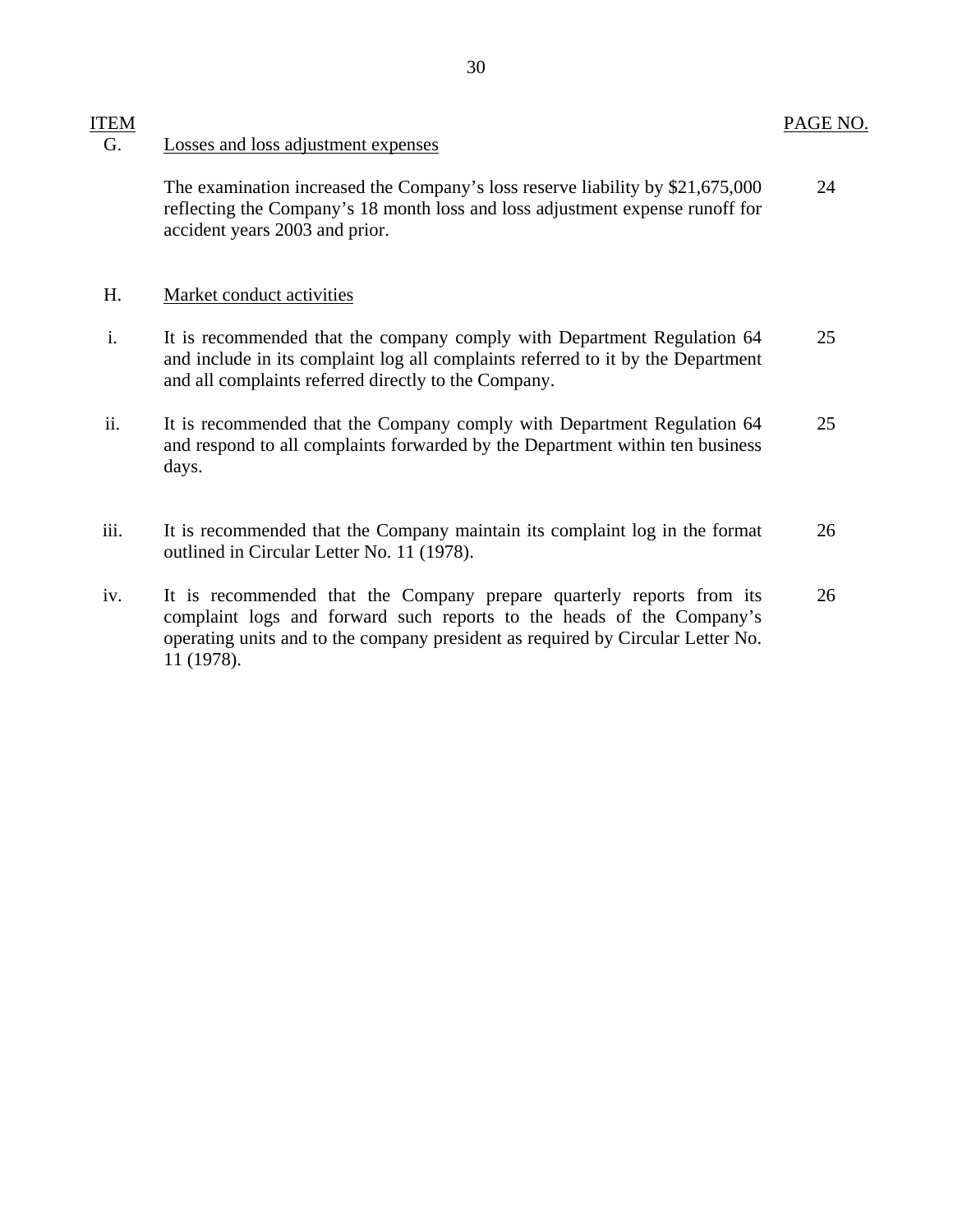| ITEM | | PAGE NO. |
|---|---|---|
| G. | Losses and loss adjustment expenses | |
| | The examination increased the Company's loss reserve liability by $21,675,000 reflecting the Company's 18 month loss and loss adjustment expense runoff for accident years 2003 and prior. | 24 |
| H. | Market conduct activities | |
| i. | It is recommended that the company comply with Department Regulation 64 and include in its complaint log all complaints referred to it by the Department and all complaints referred directly to the Company. | 25 |
| ii. | It is recommended that the Company comply with Department Regulation 64 and respond to all complaints forwarded by the Department within ten business days. | 25 |
| iii. | It is recommended that the Company maintain its complaint log in the format outlined in Circular Letter No. 11 (1978). | 26 |
| iv. | It is recommended that the Company prepare quarterly reports from its complaint logs and forward such reports to the heads of the Company's operating units and to the company president as required by Circular Letter No. 11 (1978). | 26 |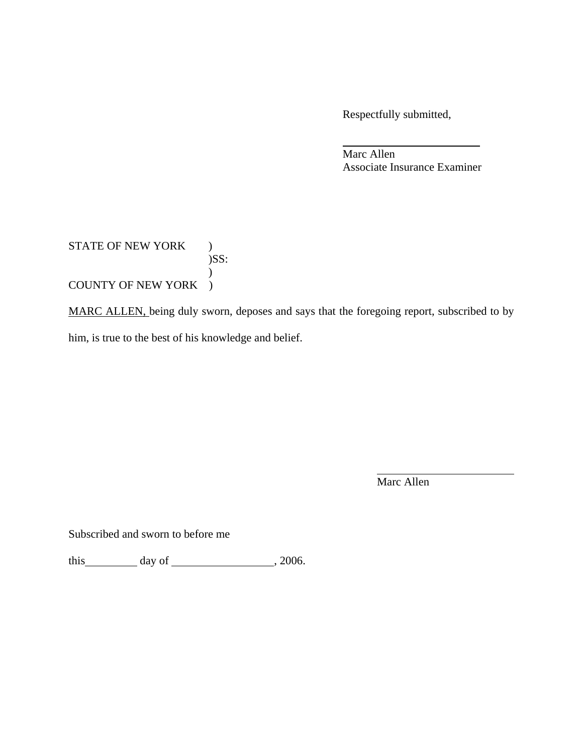Respectfully submitted,

\_\_\_\_\_\_\_\_\_\_\_\_\_\_\_\_\_\_\_\_\_\_\_\_\_

Marc Allen
Associate Insurance Examiner

STATE OF NEW YORK )
)SS:
)
COUNTY OF NEW YORK )

MARC ALLEN, being duly sworn, deposes and says that the foregoing report, subscribed to by him, is true to the best of his knowledge and belief.

\_\_\_\_\_\_\_\_\_\_\_\_\_\_\_\_\_\_\_\_\_\_\_\_\_

Marc Allen

Subscribed and sworn to before me

this\_\_\_\_\_\_\_\_\_ day of \_\_\_\_\_\_\_\_\_\_\_\_\_\_\_\_\_, 2006.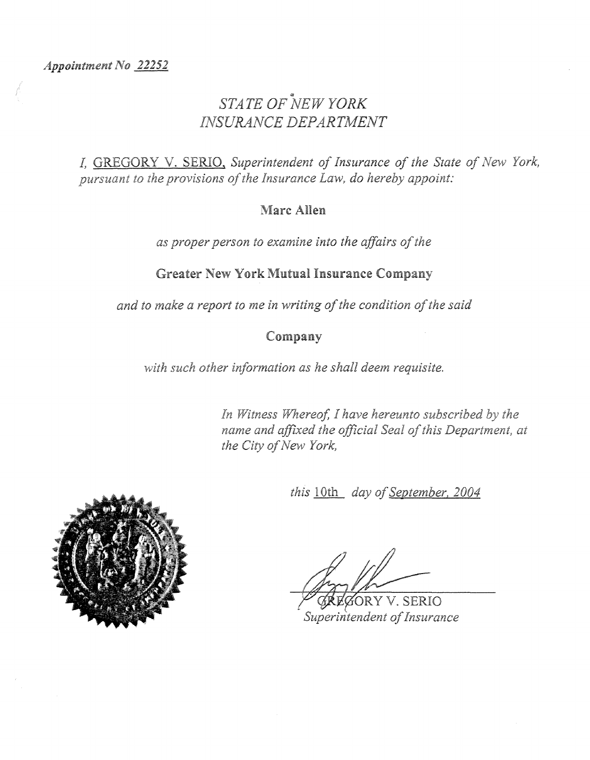*Appointment No 22252*

# *STATE OF NEW YORK*
# *INSURANCE DEPARTMENT*

*I,* GREGORY V. SERIO, *Superintendent of Insurance of the State of New York, pursuant to the provisions of the Insurance Law, do hereby appoint:*

**Marc Allen**

*as proper person to examine into the affairs of the*

**Greater New York Mutual Insurance Company**

*and to make a report to me in writing of the condition of the said*

**Company**

*with such other information as he shall deem requisite.*

*In Witness Whereof, I have hereunto subscribed by the name and affixed the official Seal of this Department, at the City of New York,*

*this* 10th *day of* *September, 2004*

GREGORY V. SERIO
*Superintendent of Insurance*